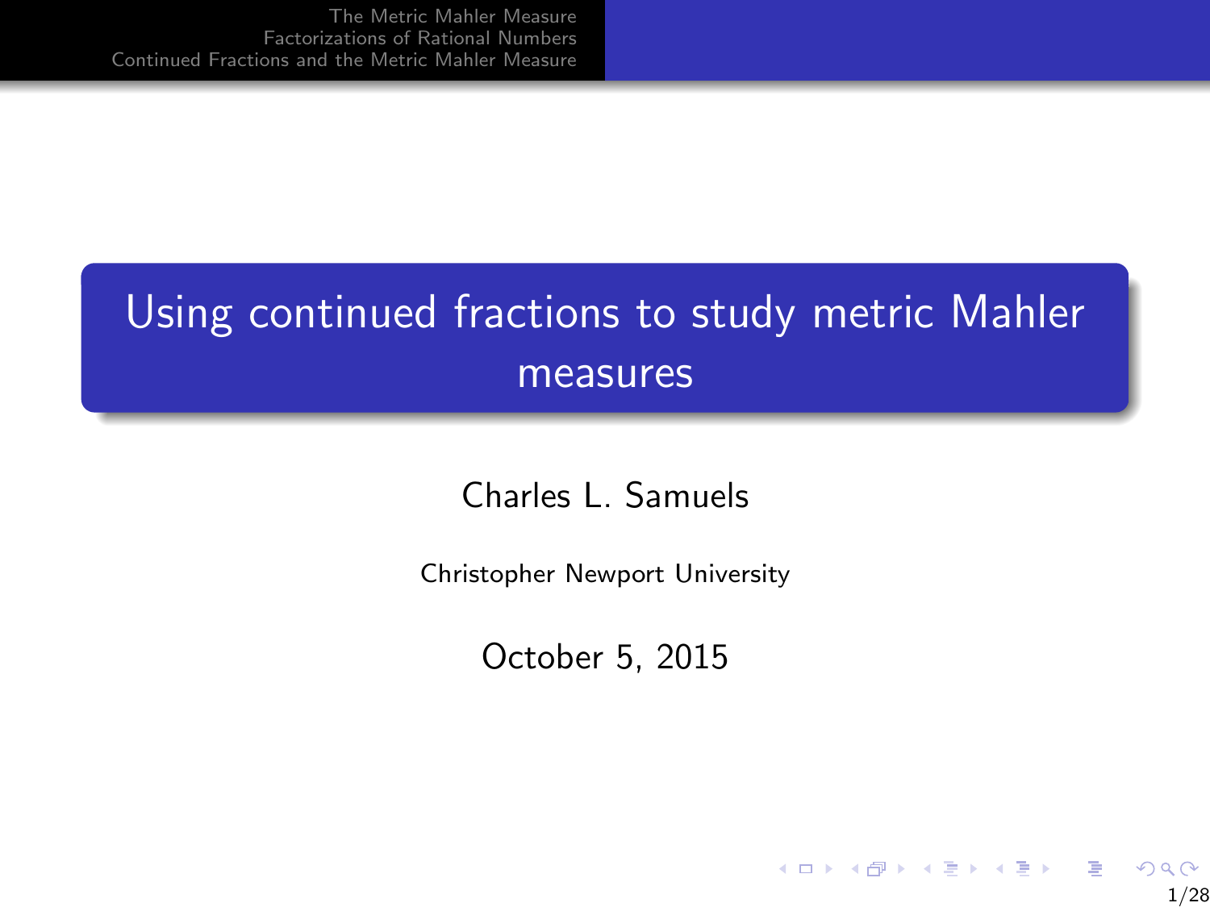# Using continued fractions to study metric Mahler measures

Charles L. Samuels

Christopher Newport University

October 5, 2015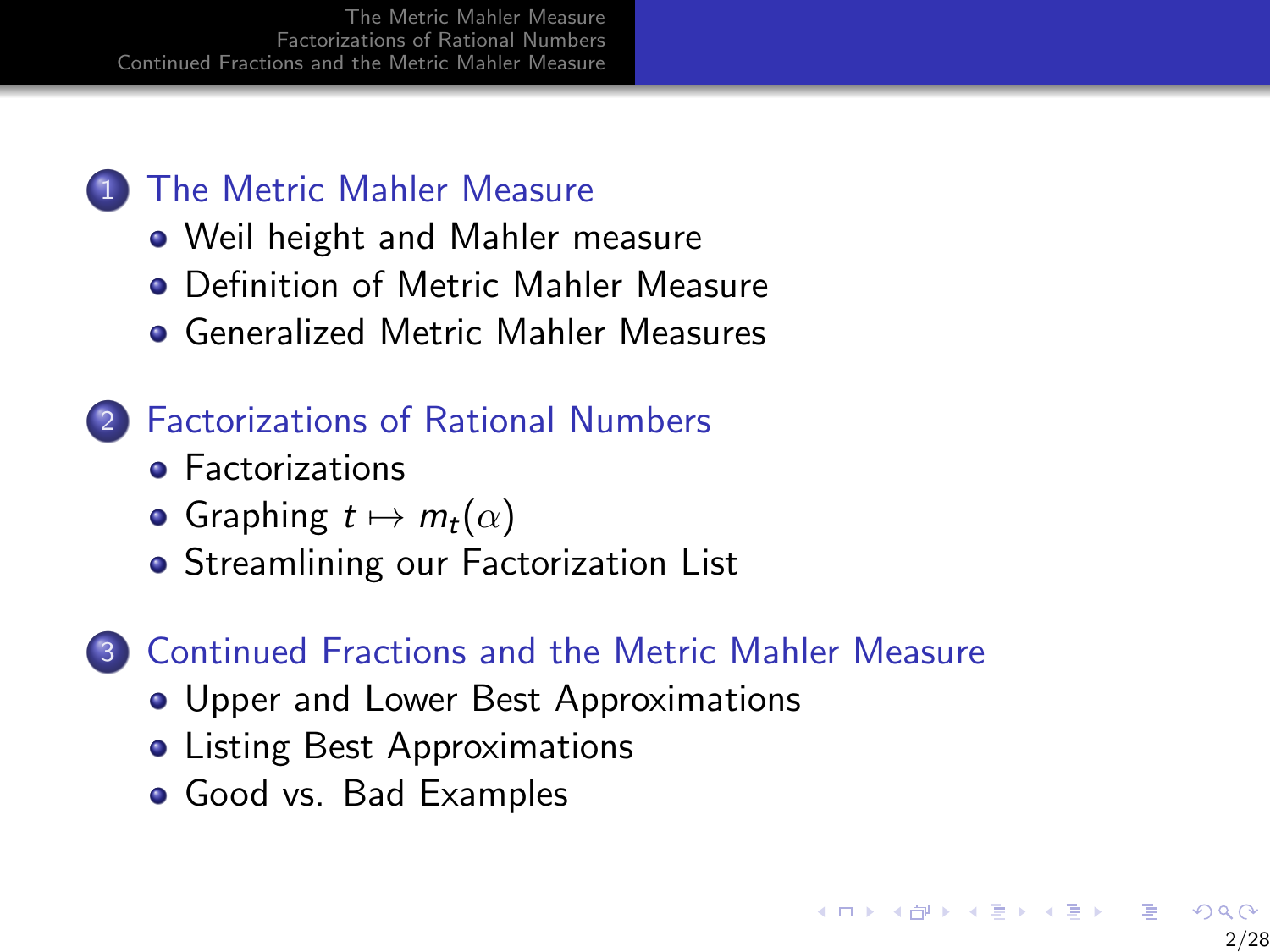1. The Metric Mahler Measure
   - Weil height and Mahler measure
   - Definition of Metric Mahler Measure
   - Generalized Metric Mahler Measures
2. Factorizations of Rational Numbers
   - Factorizations
   - Graphing $t \mapsto m_t(\alpha)$
   - Streamlining our Factorization List
3. Continued Fractions and the Metric Mahler Measure
   - Upper and Lower Best Approximations
   - Listing Best Approximations
   - Good vs. Bad Examples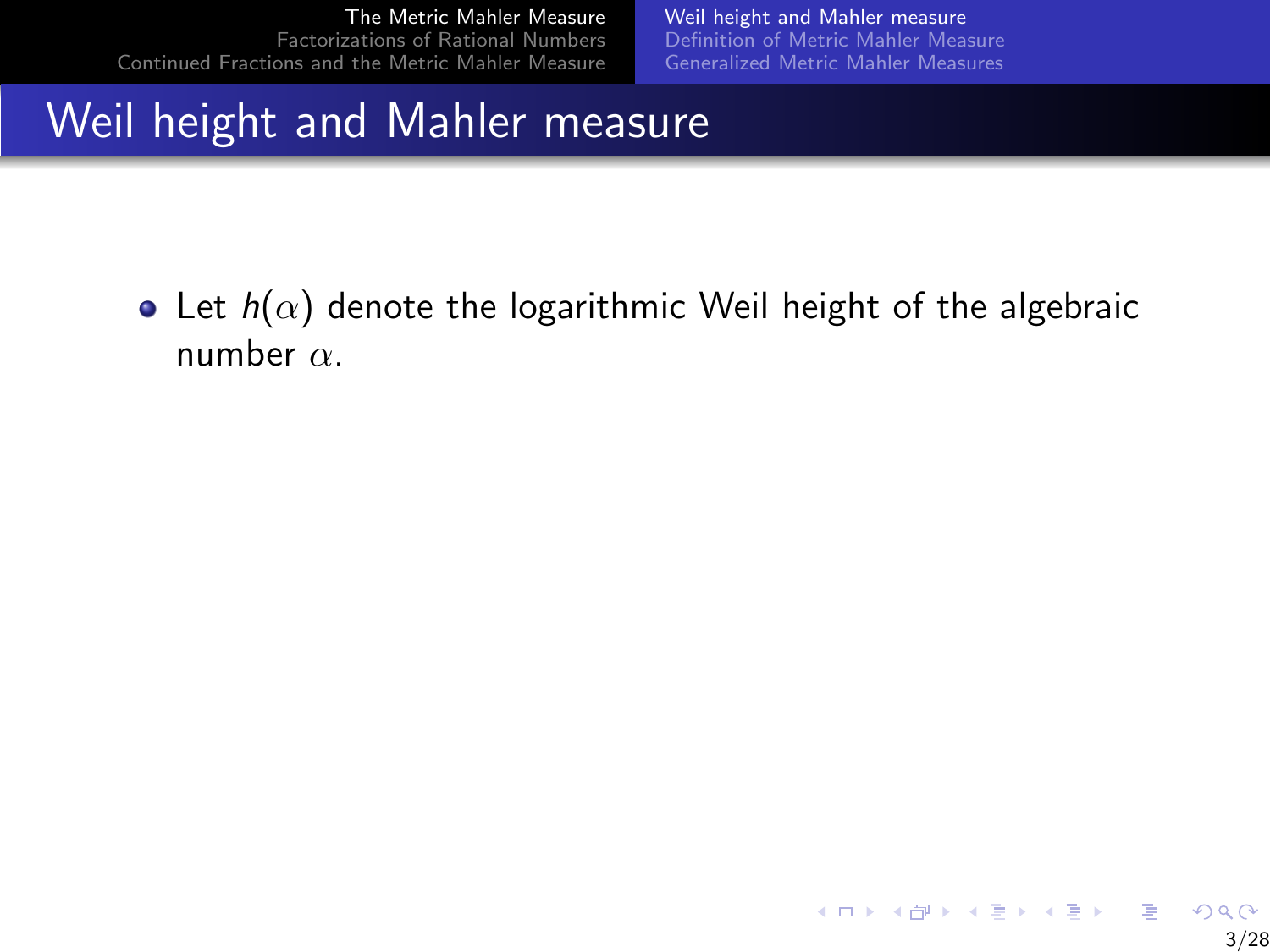# Weil height and Mahler measure

- Let $h(\alpha)$ denote the logarithmic Weil height of the algebraic number $\alpha$.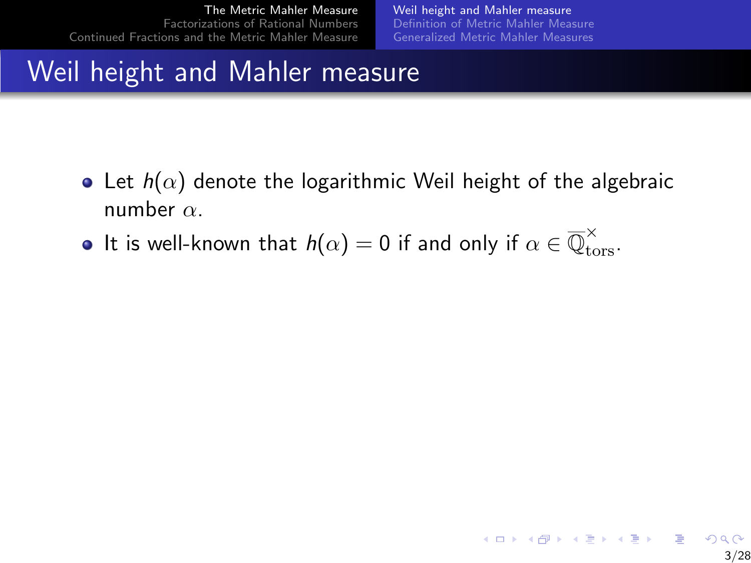## Weil height and Mahler measure

- Let $h(\alpha)$ denote the logarithmic Weil height of the algebraic number $\alpha$.
- It is well-known that $h(\alpha) = 0$ if and only if $\alpha \in \overline{\mathbb{Q}}^{\times}_{\mathrm{tors}}$.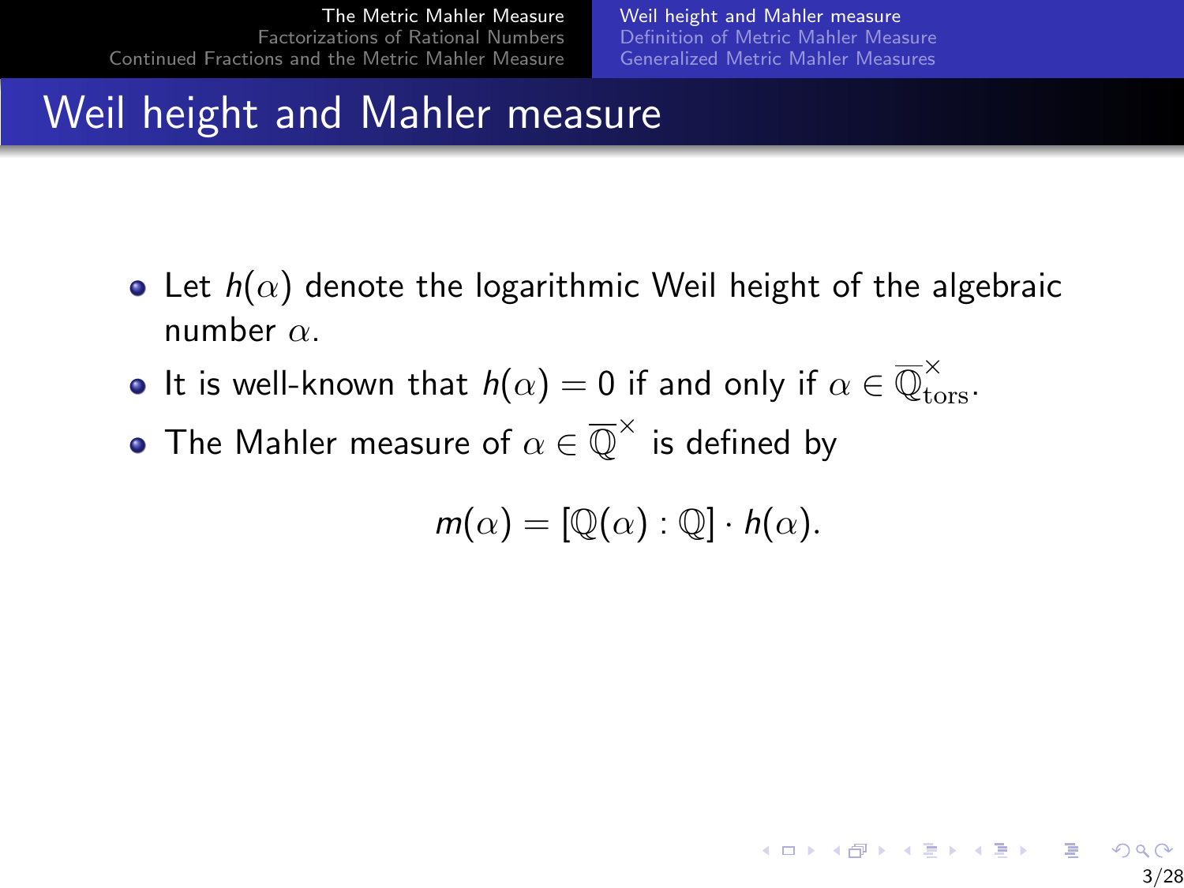# Weil height and Mahler measure

- Let $h(\alpha)$ denote the logarithmic Weil height of the algebraic number $\alpha$.
- It is well-known that $h(\alpha) = 0$ if and only if $\alpha \in \overline{\mathbb{Q}}^{\times}_{\text{tors}}$.
- The Mahler measure of $\alpha \in \overline{\mathbb{Q}}^{\times}$ is defined by

$$m(\alpha) = [\mathbb{Q}(\alpha) : \mathbb{Q}] \cdot h(\alpha).$$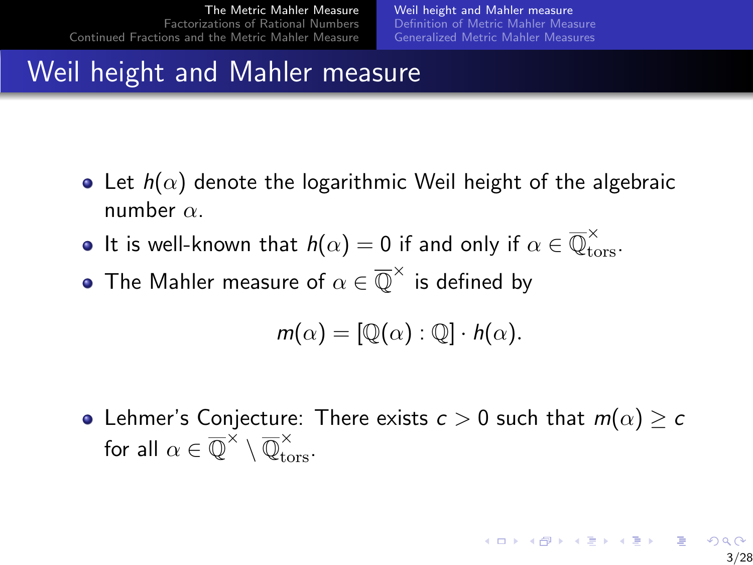# Weil height and Mahler measure

- Let $h(\alpha)$ denote the logarithmic Weil height of the algebraic number $\alpha$.
- It is well-known that $h(\alpha) = 0$ if and only if $\alpha \in \overline{\mathbb{Q}}^{\times}_{\mathrm{tors}}$.
- The Mahler measure of $\alpha \in \overline{\mathbb{Q}}^{\times}$ is defined by

$$m(\alpha) = [\mathbb{Q}(\alpha) : \mathbb{Q}] \cdot h(\alpha).$$

- Lehmer's Conjecture: There exists $c > 0$ such that $m(\alpha) \geq c$ for all $\alpha \in \overline{\mathbb{Q}}^{\times} \setminus \overline{\mathbb{Q}}^{\times}_{\mathrm{tors}}$.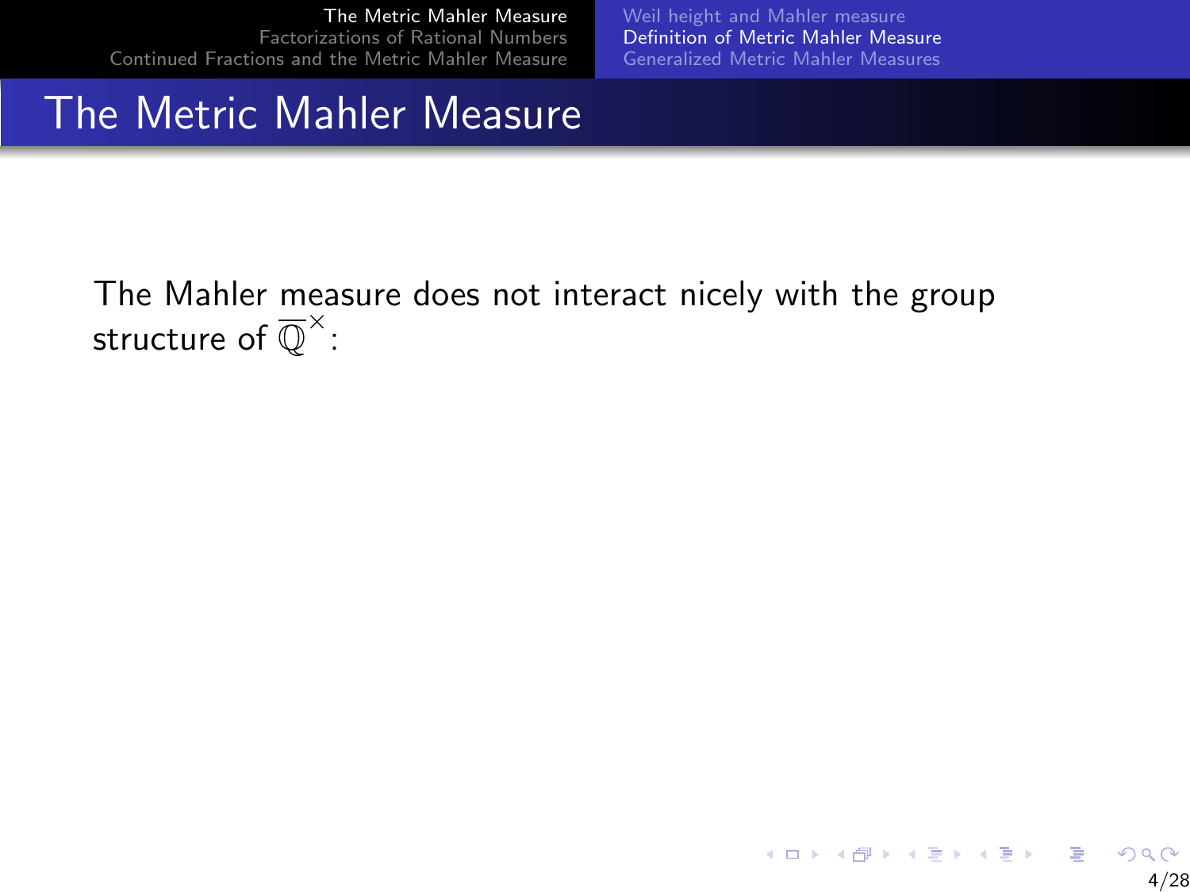# The Metric Mahler Measure

The Mahler measure does not interact nicely with the group structure of $\overline{\mathbb{Q}}^{\times}$: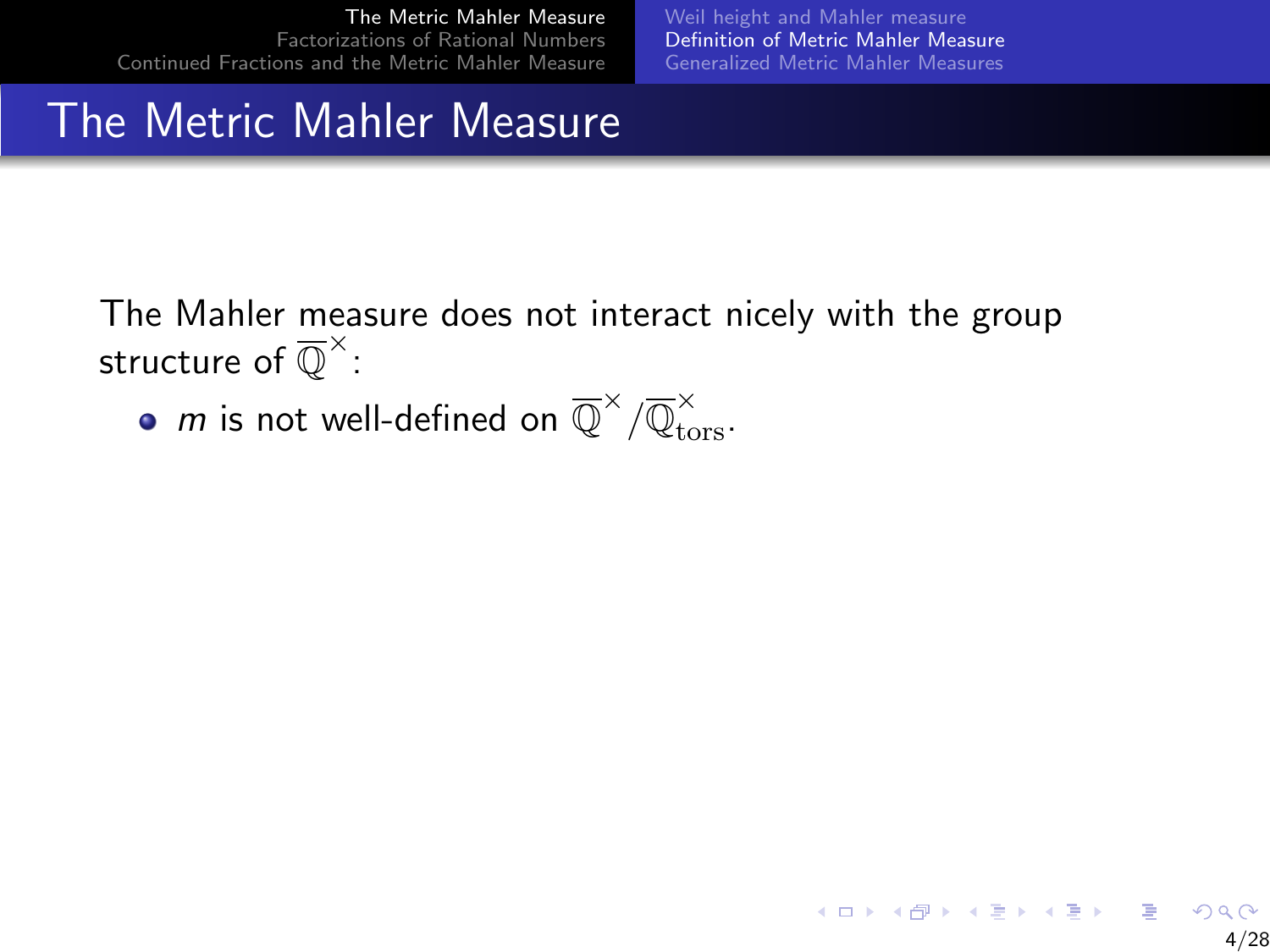# The Metric Mahler Measure

The Mahler measure does not interact nicely with the group structure of $\overline{\mathbb{Q}}^{\times}$:

- $m$ is not well-defined on $\overline{\mathbb{Q}}^{\times}/\overline{\mathbb{Q}}^{\times}_{\text{tors}}$.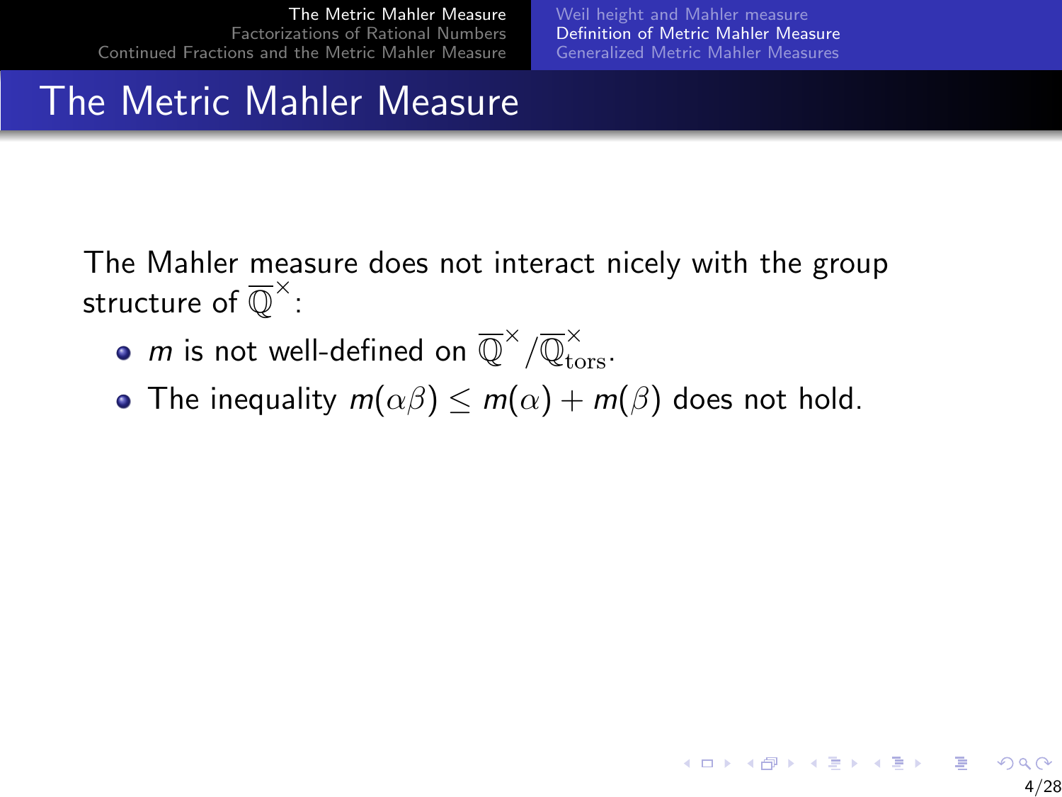# The Metric Mahler Measure

The Mahler measure does not interact nicely with the group structure of $\overline{\mathbb{Q}}^\times$:

- $m$ is not well-defined on $\overline{\mathbb{Q}}^\times / \overline{\mathbb{Q}}^\times_{\mathrm{tors}}$.
- The inequality $m(\alpha\beta) \leq m(\alpha) + m(\beta)$ does not hold.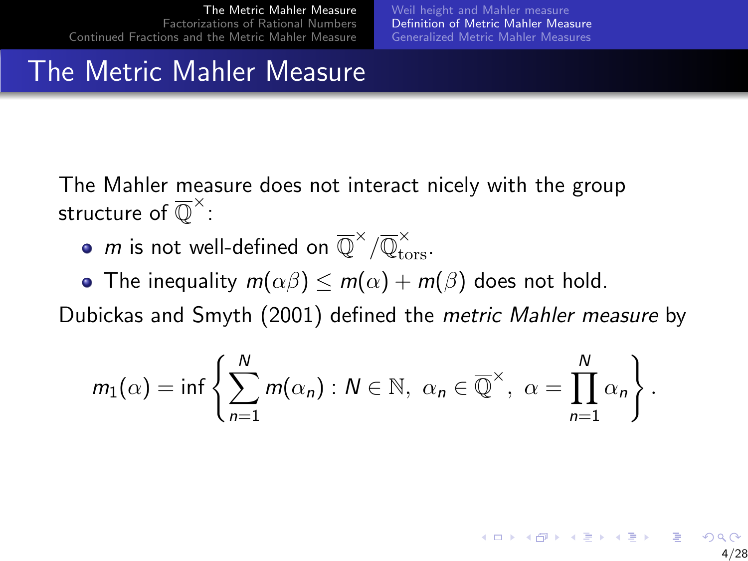# The Metric Mahler Measure

The Mahler measure does not interact nicely with the group structure of $\overline{\mathbb{Q}}^{\times}$:

- $m$ is not well-defined on $\overline{\mathbb{Q}}^{\times}/\overline{\mathbb{Q}}^{\times}_{\mathrm{tors}}$.
- The inequality $m(\alpha\beta) \leq m(\alpha) + m(\beta)$ does not hold.

Dubickas and Smyth (2001) defined the *metric Mahler measure* by

$$m_1(\alpha) = \inf \left\{ \sum_{n=1}^{N} m(\alpha_n) : N \in \mathbb{N},\ \alpha_n \in \overline{\mathbb{Q}}^{\times},\ \alpha = \prod_{n=1}^{N} \alpha_n \right\}.$$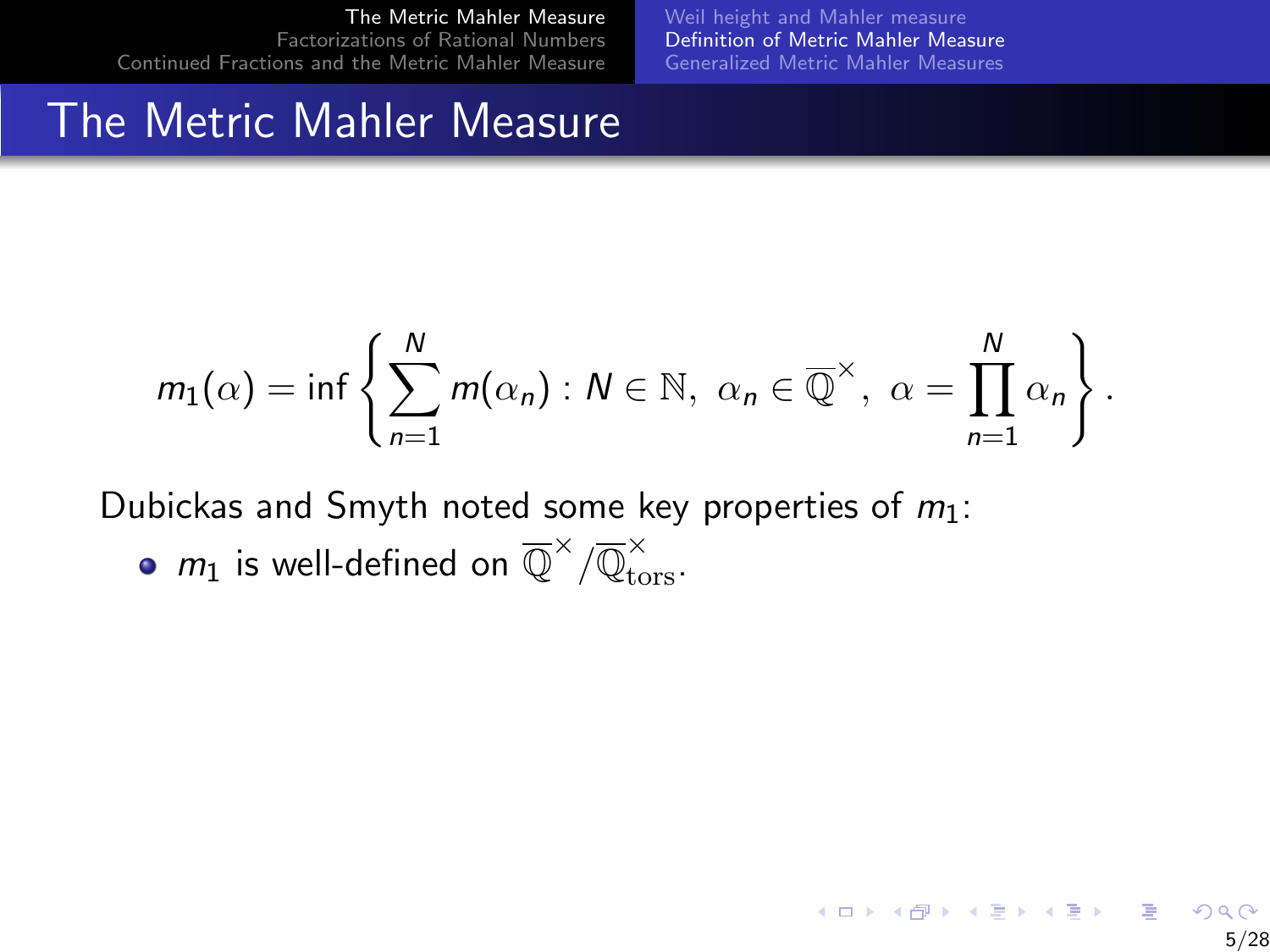# The Metric Mahler Measure

$$m_1(\alpha) = \inf \left\{ \sum_{n=1}^{N} m(\alpha_n) : N \in \mathbb{N},\ \alpha_n \in \overline{\mathbb{Q}}^{\times},\ \alpha = \prod_{n=1}^{N} \alpha_n \right\}.$$

Dubickas and Smyth noted some key properties of $m_1$:

- $m_1$ is well-defined on $\overline{\mathbb{Q}}^{\times} / \overline{\mathbb{Q}}^{\times}_{\text{tors}}$.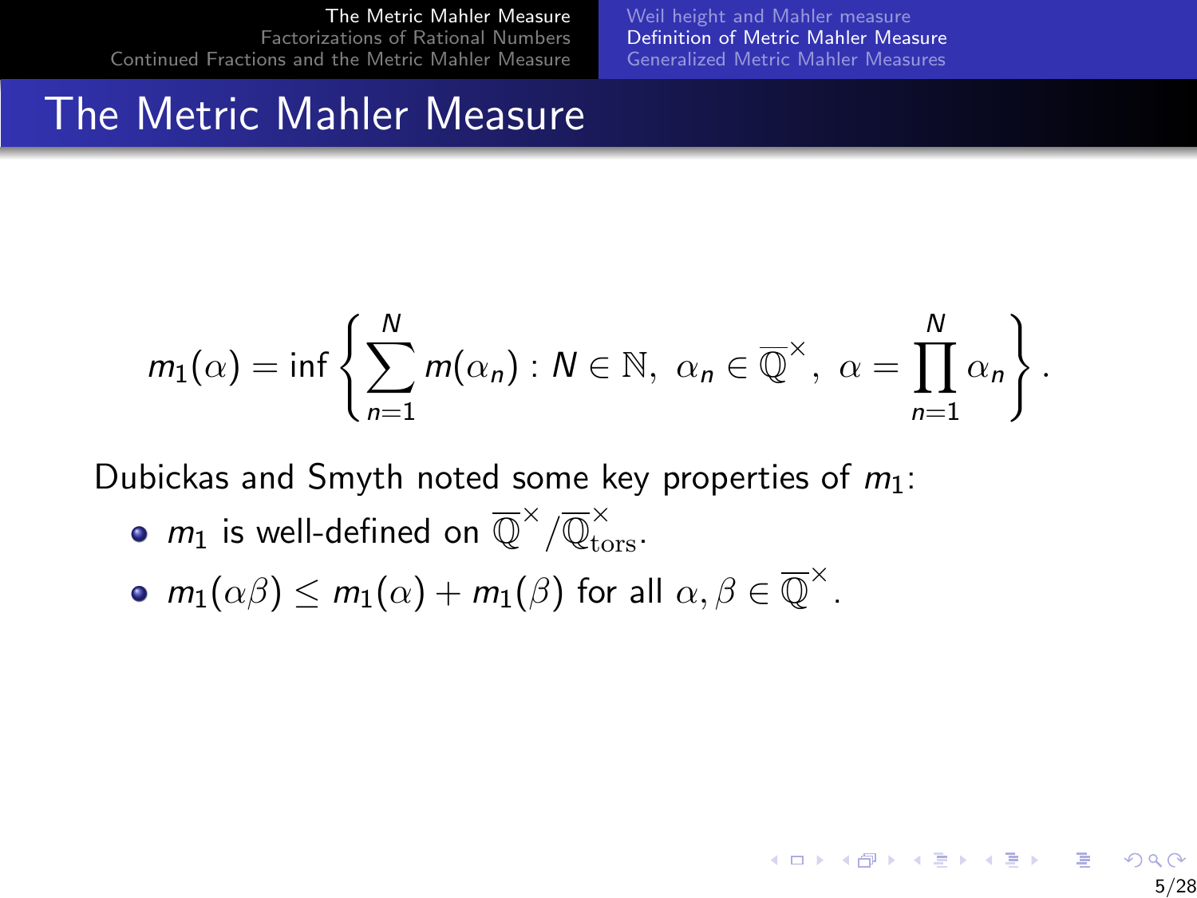# The Metric Mahler Measure

$$m_1(\alpha) = \inf\left\{ \sum_{n=1}^{N} m(\alpha_n) : N \in \mathbb{N},\ \alpha_n \in \overline{\mathbb{Q}}^{\times},\ \alpha = \prod_{n=1}^{N} \alpha_n \right\}.$$

Dubickas and Smyth noted some key properties of $m_1$:

- $m_1$ is well-defined on $\overline{\mathbb{Q}}^{\times}/\overline{\mathbb{Q}}^{\times}_{\mathrm{tors}}$.
- $m_1(\alpha\beta) \leq m_1(\alpha) + m_1(\beta)$ for all $\alpha, \beta \in \overline{\mathbb{Q}}^{\times}$.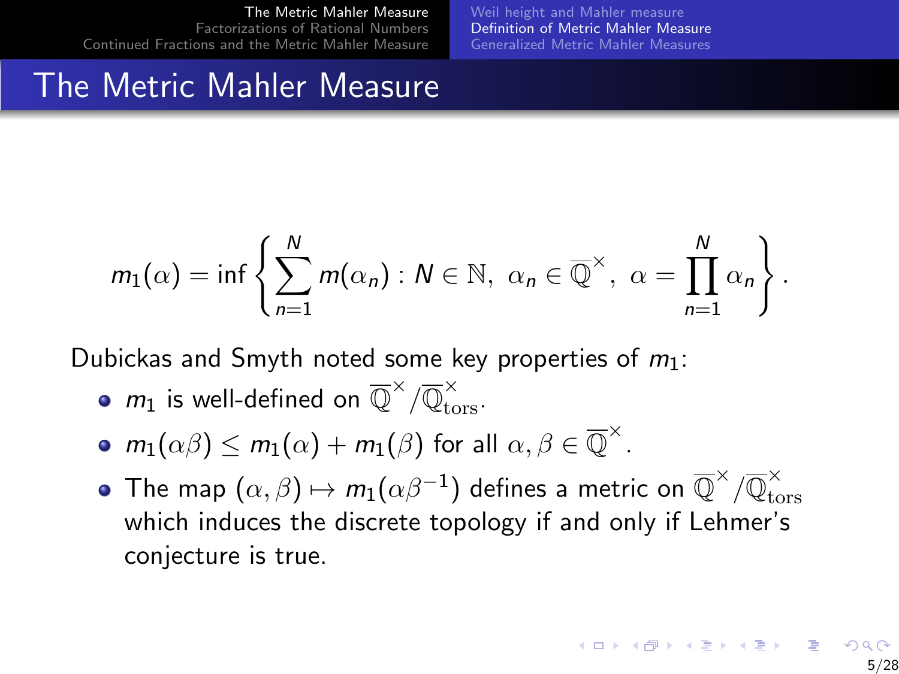# The Metric Mahler Measure

$$m_1(\alpha) = \inf\left\{ \sum_{n=1}^{N} m(\alpha_n) : N \in \mathbb{N},\ \alpha_n \in \overline{\mathbb{Q}}^{\times},\ \alpha = \prod_{n=1}^{N} \alpha_n \right\}.$$

Dubickas and Smyth noted some key properties of $m_1$:

- $m_1$ is well-defined on $\overline{\mathbb{Q}}^{\times}/\overline{\mathbb{Q}}^{\times}_{\mathrm{tors}}$.
- $m_1(\alpha\beta) \leq m_1(\alpha) + m_1(\beta)$ for all $\alpha, \beta \in \overline{\mathbb{Q}}^{\times}$.
- The map $(\alpha, \beta) \mapsto m_1(\alpha\beta^{-1})$ defines a metric on $\overline{\mathbb{Q}}^{\times}/\overline{\mathbb{Q}}^{\times}_{\mathrm{tors}}$ which induces the discrete topology if and only if Lehmer's conjecture is true.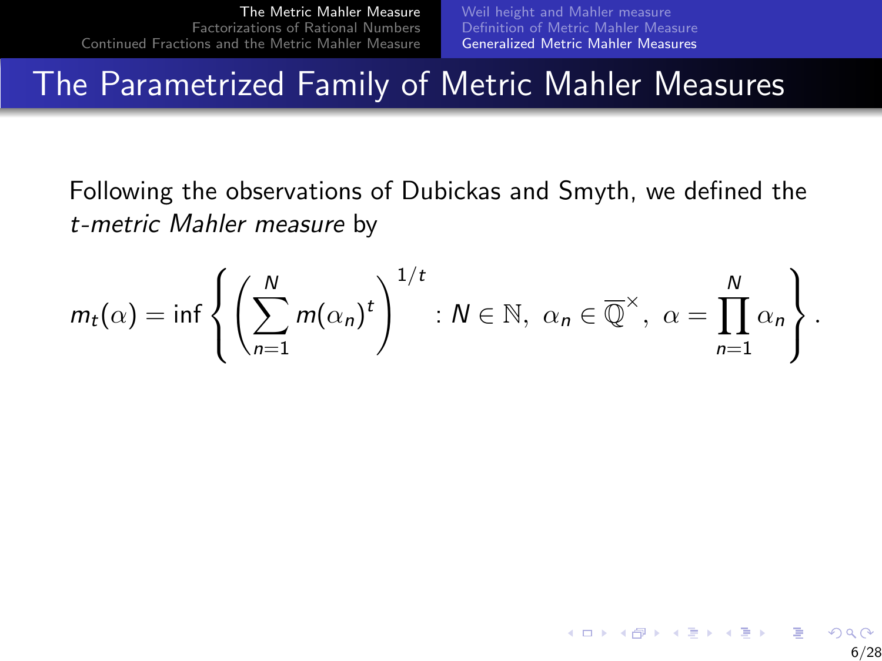## The Parametrized Family of Metric Mahler Measures

Following the observations of Dubickas and Smyth, we defined the *t-metric Mahler measure* by

$$m_t(\alpha) = \inf\left\{ \left( \sum_{n=1}^{N} m(\alpha_n)^t \right)^{1/t} : N \in \mathbb{N},\ \alpha_n \in \overline{\mathbb{Q}}^{\times},\ \alpha = \prod_{n=1}^{N} \alpha_n \right\}.$$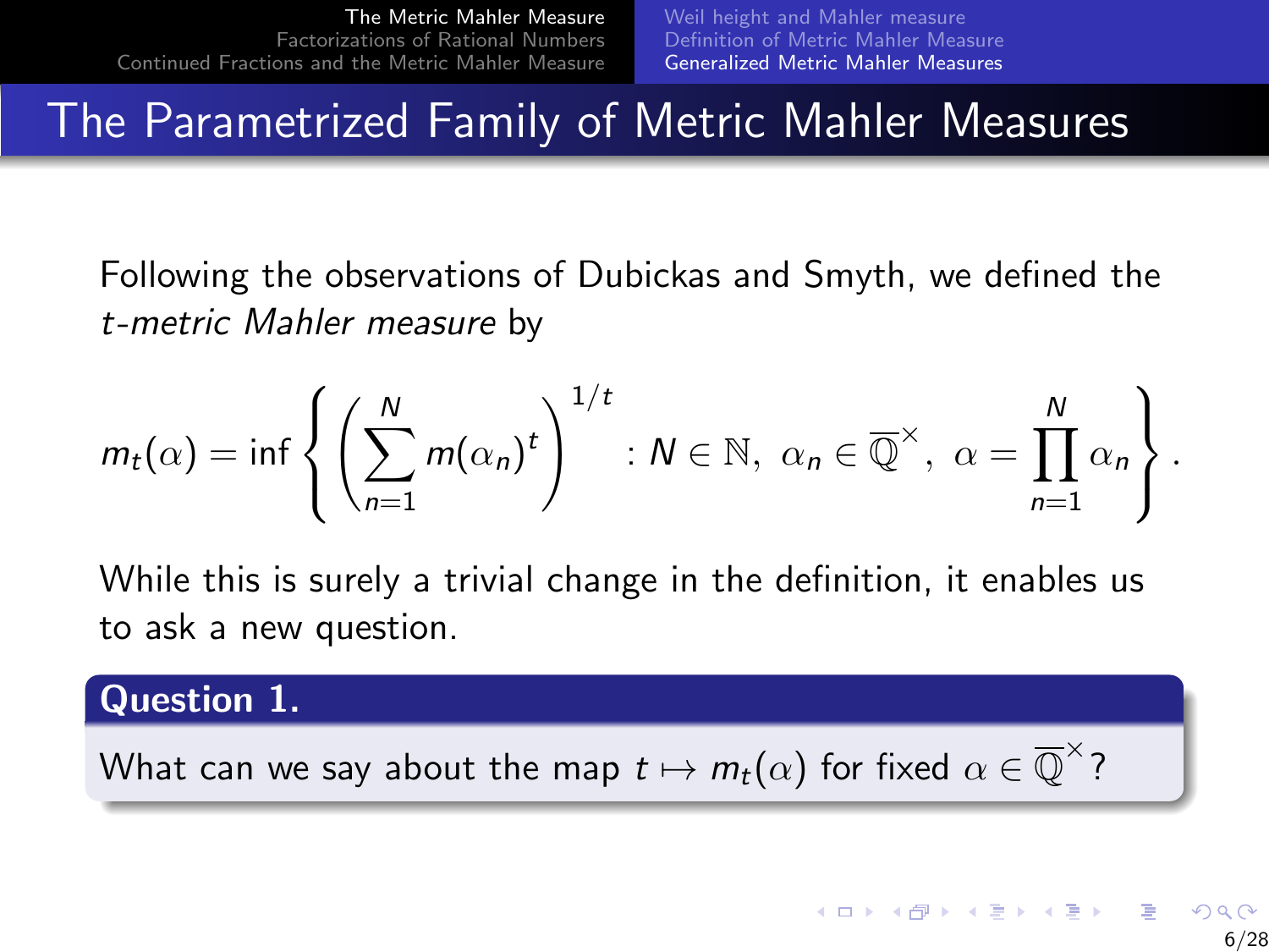# The Parametrized Family of Metric Mahler Measures

Following the observations of Dubickas and Smyth, we defined the *t-metric Mahler measure* by

$$m_t(\alpha) = \inf \left\{ \left( \sum_{n=1}^{N} m(\alpha_n)^t \right)^{1/t} : N \in \mathbb{N},\ \alpha_n \in \overline{\mathbb{Q}}^{\times},\ \alpha = \prod_{n=1}^{N} \alpha_n \right\}.$$

While this is surely a trivial change in the definition, it enables us to ask a new question.

**Question 1.**

What can we say about the map $t \mapsto m_t(\alpha)$ for fixed $\alpha \in \overline{\mathbb{Q}}^{\times}$?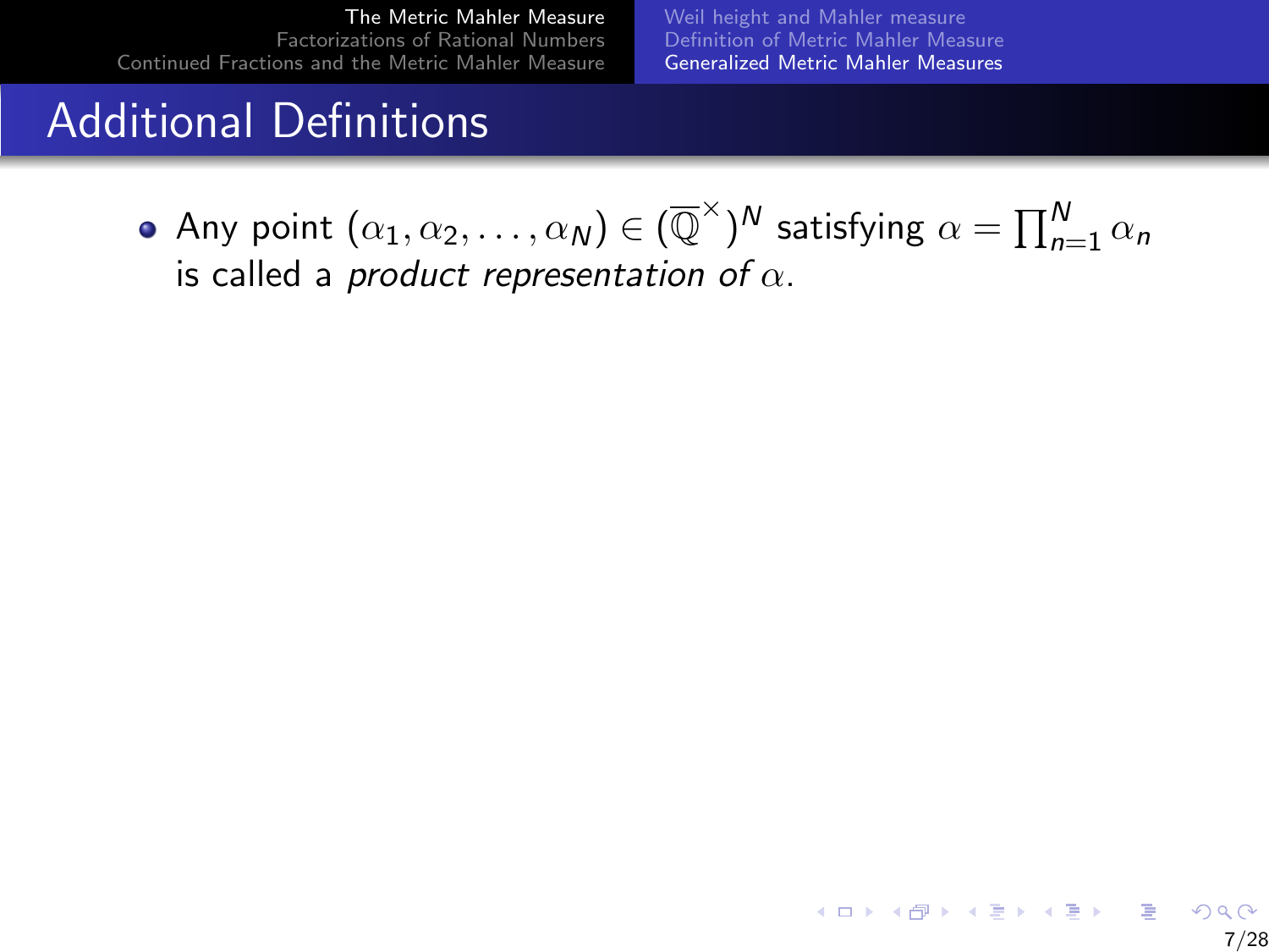## Additional Definitions

- Any point $(\alpha_1, \alpha_2, \ldots, \alpha_N) \in (\overline{\mathbb{Q}}^\times)^N$ satisfying $\alpha = \prod_{n=1}^{N} \alpha_n$ is called a *product representation of* $\alpha$.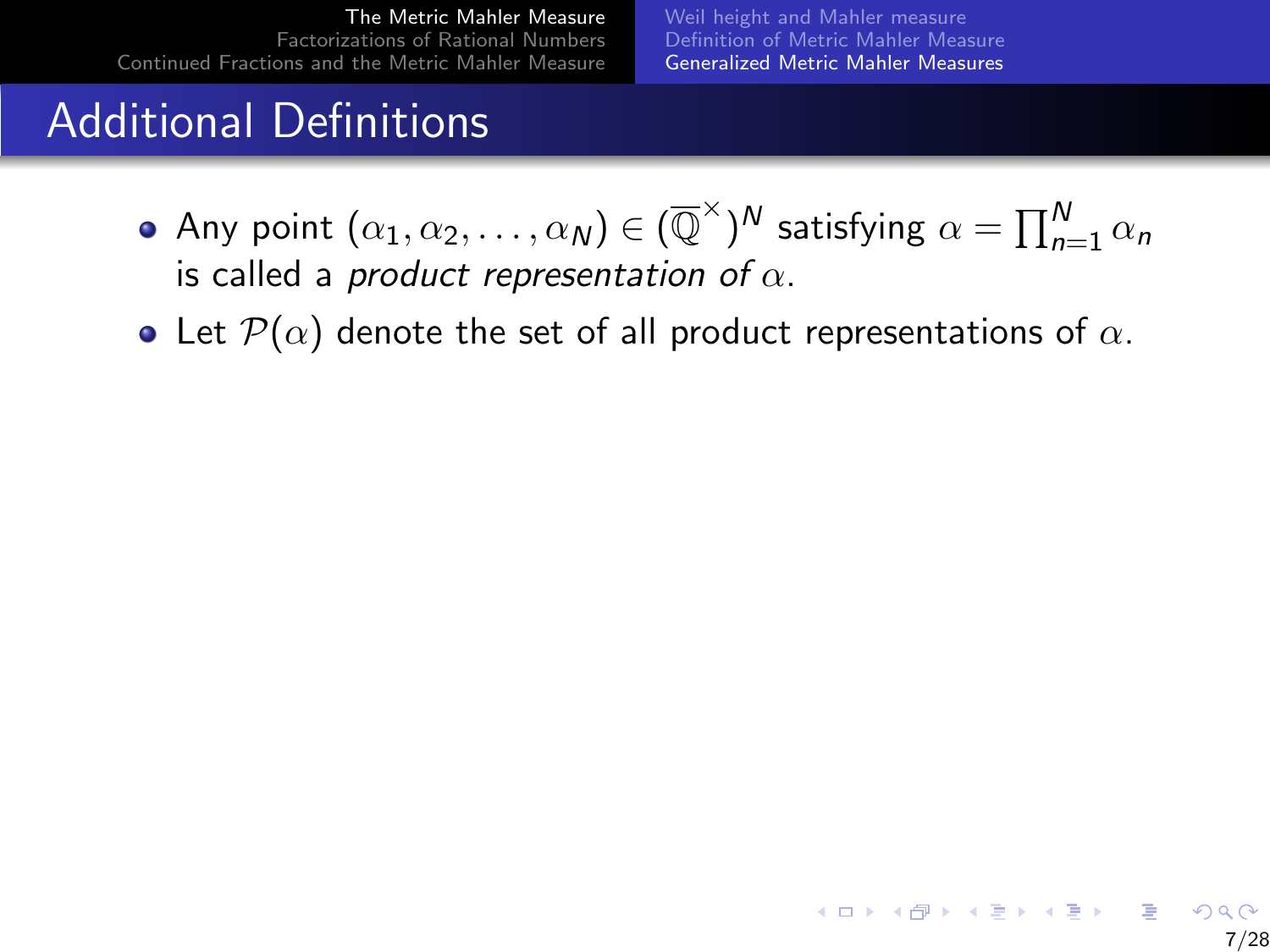## Additional Definitions

- Any point $(\alpha_1, \alpha_2, \ldots, \alpha_N) \in (\overline{\mathbb{Q}}^\times)^N$ satisfying $\alpha = \prod_{n=1}^N \alpha_n$ is called a *product representation of* $\alpha$.
- Let $\mathcal{P}(\alpha)$ denote the set of all product representations of $\alpha$.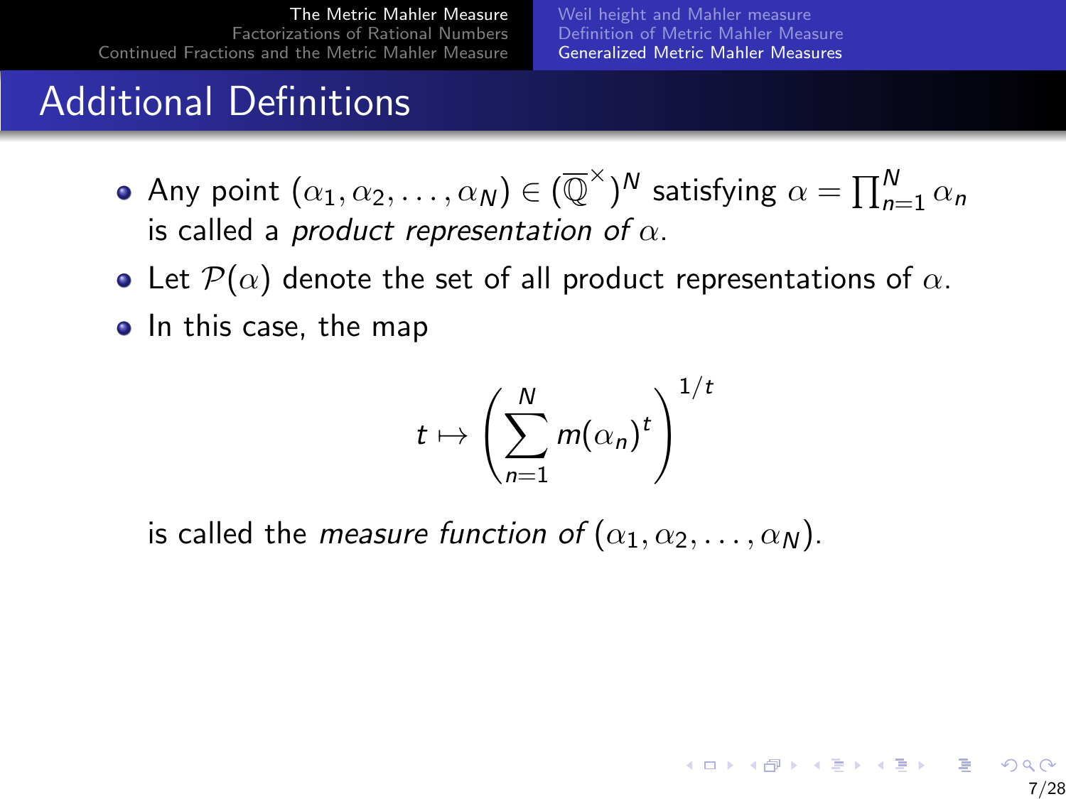## Additional Definitions

- Any point $(\alpha_1, \alpha_2, \ldots, \alpha_N) \in (\overline{\mathbb{Q}}^\times)^N$ satisfying $\alpha = \prod_{n=1}^N \alpha_n$ is called a *product representation of* $\alpha$.
- Let $\mathcal{P}(\alpha)$ denote the set of all product representations of $\alpha$.
- In this case, the map

$$t \mapsto \left( \sum_{n=1}^{N} m(\alpha_n)^t \right)^{1/t}$$

is called the *measure function of* $(\alpha_1, \alpha_2, \ldots, \alpha_N)$.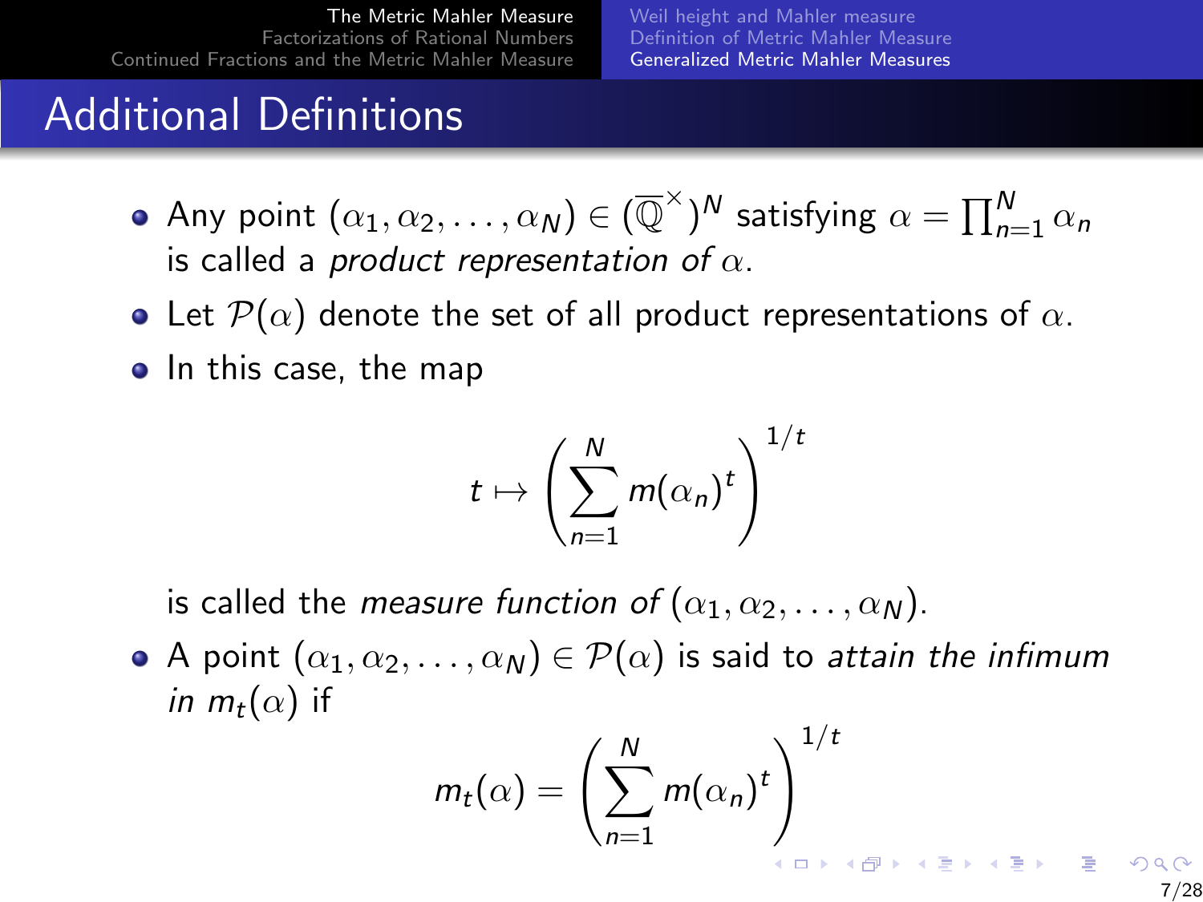## Additional Definitions

- Any point $(\alpha_1, \alpha_2, \ldots, \alpha_N) \in (\overline{\mathbb{Q}}^{\times})^N$ satisfying $\alpha = \prod_{n=1}^{N} \alpha_n$ is called a *product representation of* $\alpha$.
- Let $\mathcal{P}(\alpha)$ denote the set of all product representations of $\alpha$.
- In this case, the map

$$t \mapsto \left( \sum_{n=1}^{N} m(\alpha_n)^t \right)^{1/t}$$

is called the *measure function of* $(\alpha_1, \alpha_2, \ldots, \alpha_N)$.

- A point $(\alpha_1, \alpha_2, \ldots, \alpha_N) \in \mathcal{P}(\alpha)$ is said to *attain the infimum in* $m_t(\alpha)$ if

$$m_t(\alpha) = \left( \sum_{n=1}^{N} m(\alpha_n)^t \right)^{1/t}$$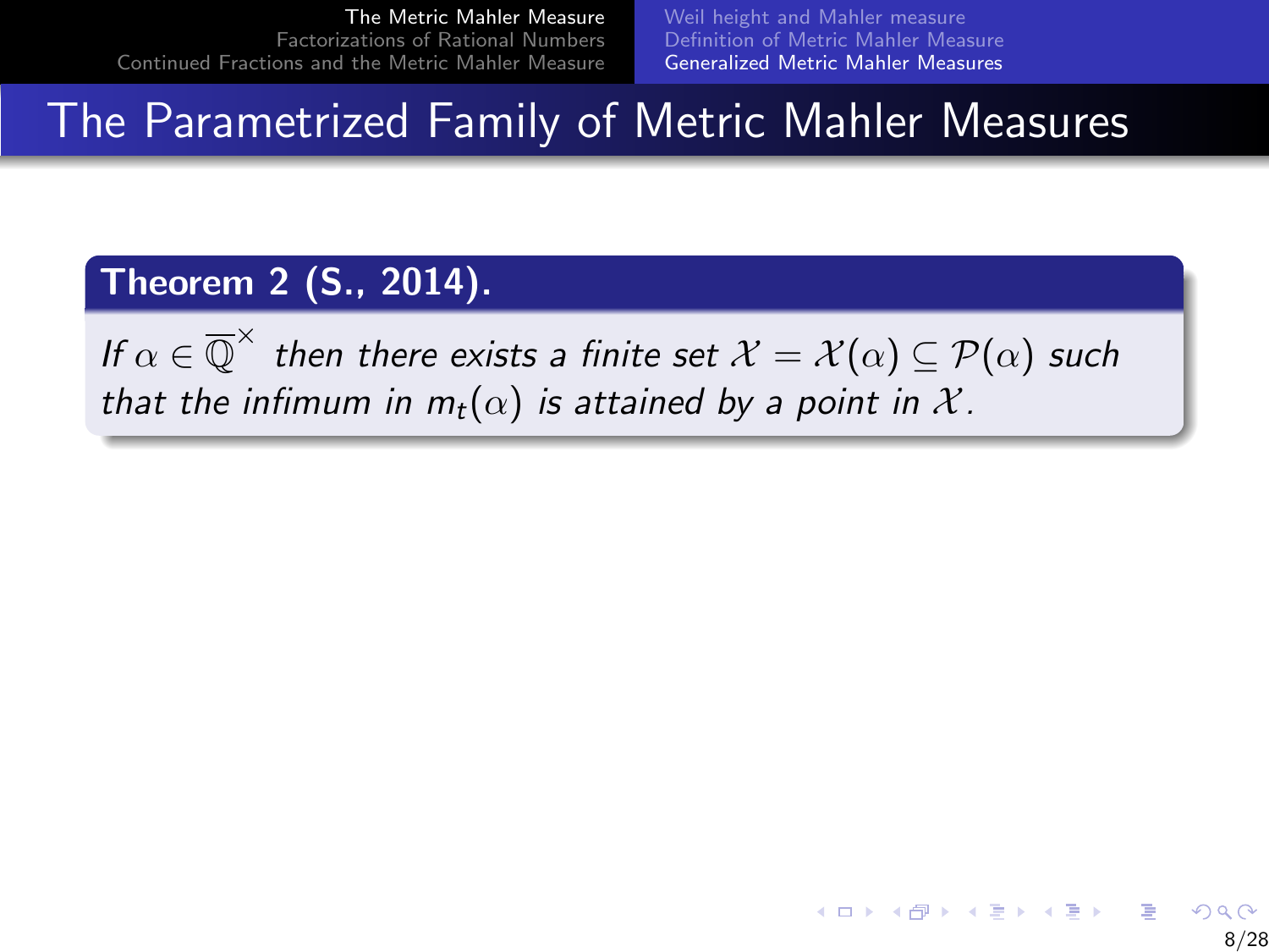# The Parametrized Family of Metric Mahler Measures

**Theorem 2 (S., 2014).**

*If* $\alpha \in \overline{\mathbb{Q}}^{\times}$ *then there exists a finite set* $\mathcal{X} = \mathcal{X}(\alpha) \subseteq \mathcal{P}(\alpha)$ *such that the infimum in* $m_t(\alpha)$ *is attained by a point in* $\mathcal{X}$*.*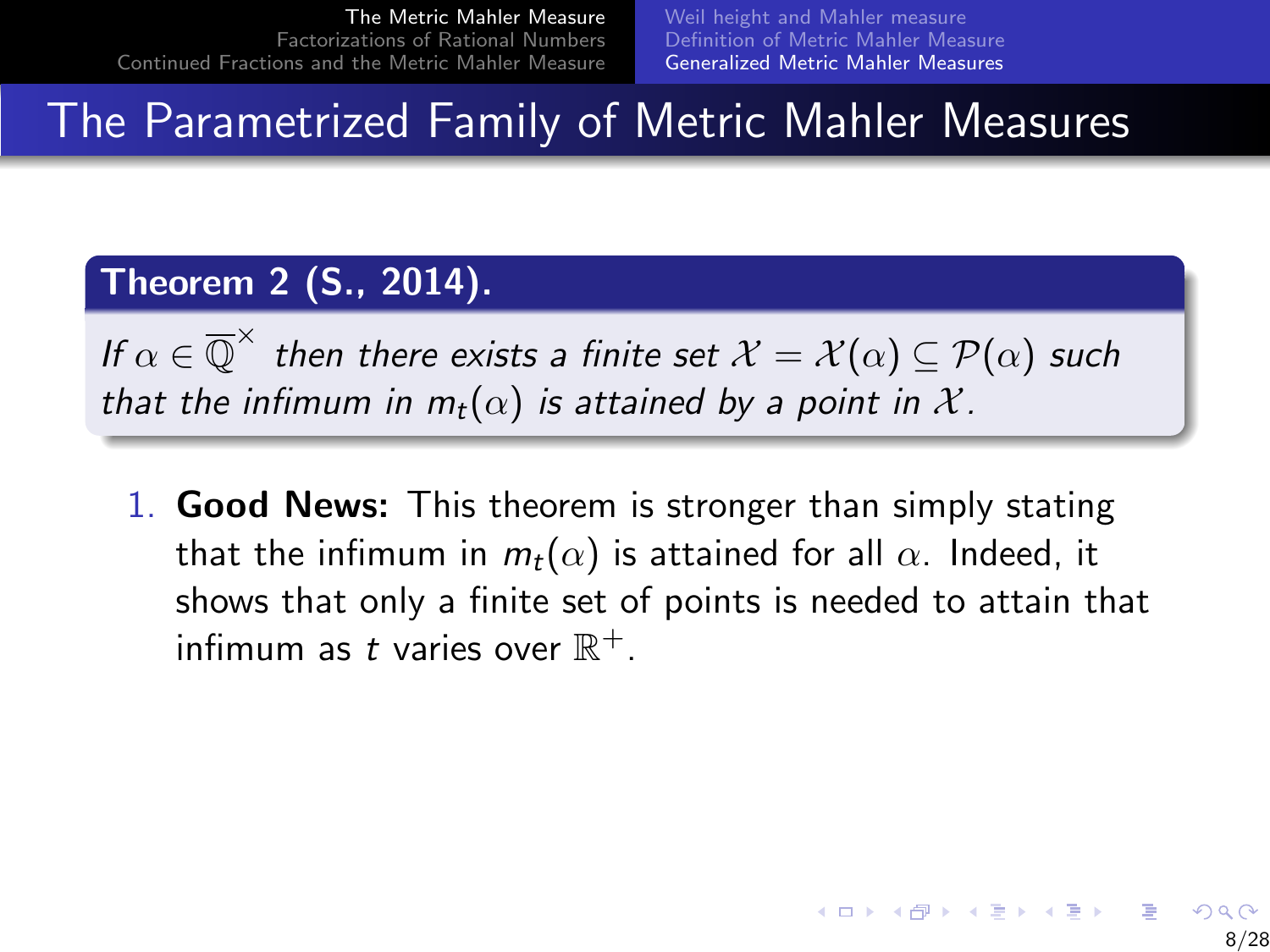# The Parametrized Family of Metric Mahler Measures

**Theorem 2 (S., 2014).**

*If $\alpha \in \overline{\mathbb{Q}}^{\times}$ then there exists a finite set $\mathcal{X} = \mathcal{X}(\alpha) \subseteq \mathcal{P}(\alpha)$ such that the infimum in $m_t(\alpha)$ is attained by a point in $\mathcal{X}$.*

1. **Good News:** This theorem is stronger than simply stating that the infimum in $m_t(\alpha)$ is attained for all $\alpha$. Indeed, it shows that only a finite set of points is needed to attain that infimum as $t$ varies over $\mathbb{R}^+$.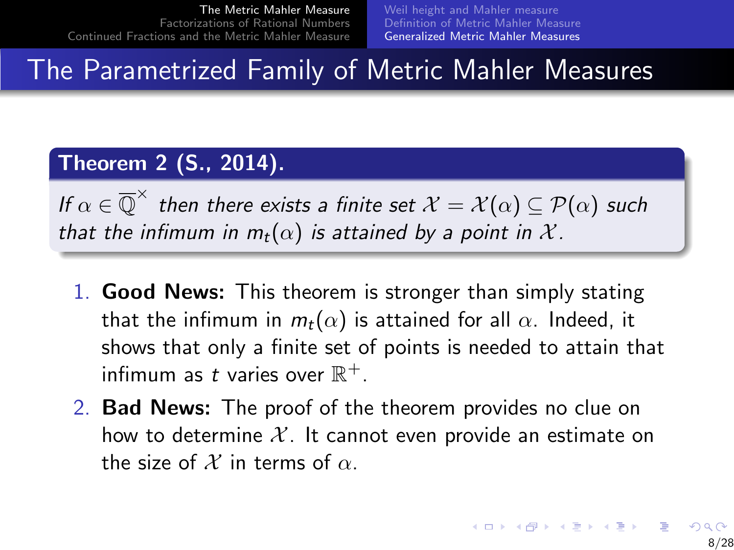# The Parametrized Family of Metric Mahler Measures

**Theorem 2 (S., 2014).**

*If $\alpha \in \overline{\mathbb{Q}}^{\times}$ then there exists a finite set $\mathcal{X} = \mathcal{X}(\alpha) \subseteq \mathcal{P}(\alpha)$ such that the infimum in $m_t(\alpha)$ is attained by a point in $\mathcal{X}$.*

1. **Good News:** This theorem is stronger than simply stating that the infimum in $m_t(\alpha)$ is attained for all $\alpha$. Indeed, it shows that only a finite set of points is needed to attain that infimum as $t$ varies over $\mathbb{R}^+$.
2. **Bad News:** The proof of the theorem provides no clue on how to determine $\mathcal{X}$. It cannot even provide an estimate on the size of $\mathcal{X}$ in terms of $\alpha$.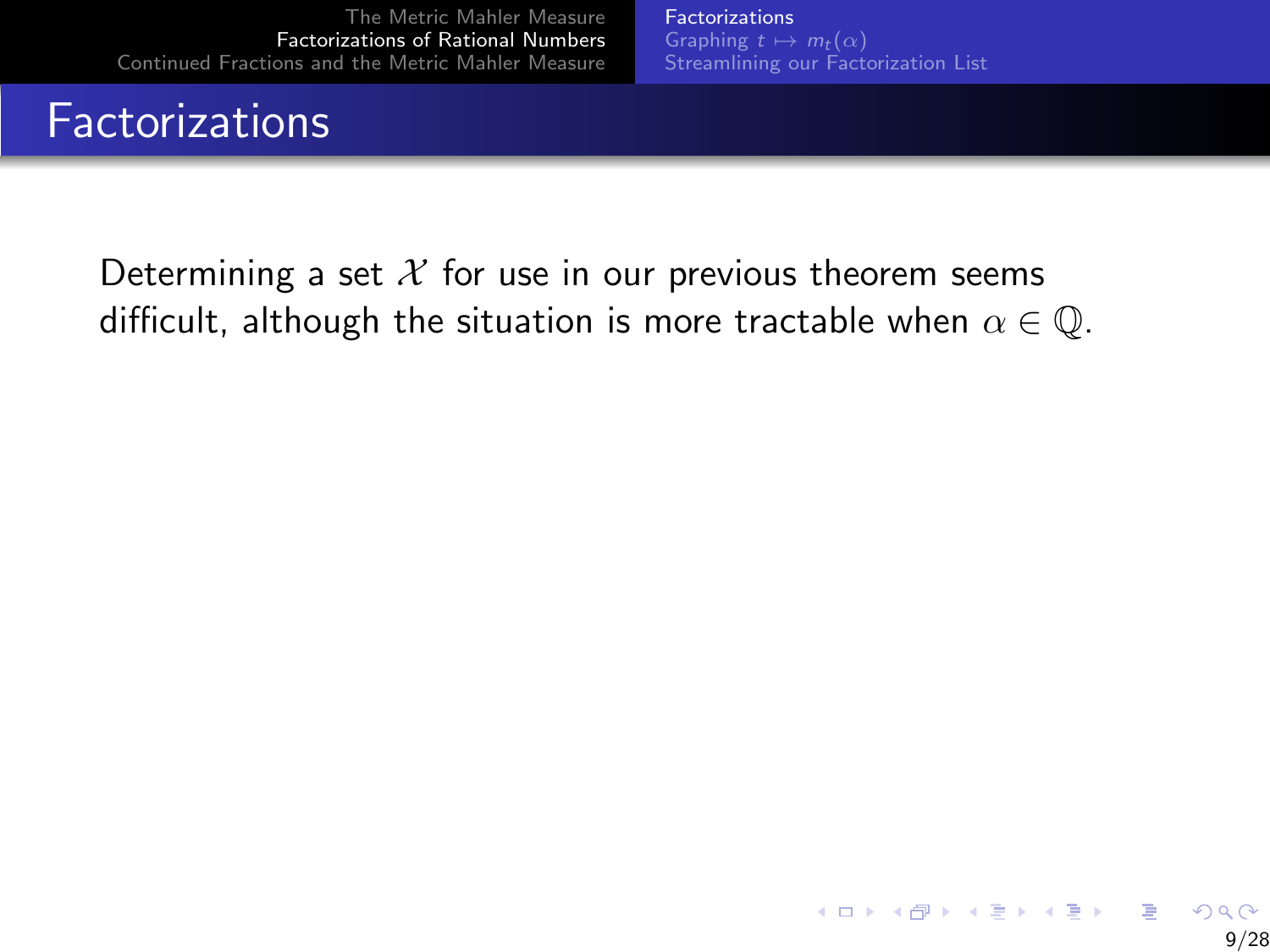# Factorizations

Determining a set $\mathcal{X}$ for use in our previous theorem seems difficult, although the situation is more tractable when $\alpha \in \mathbb{Q}$.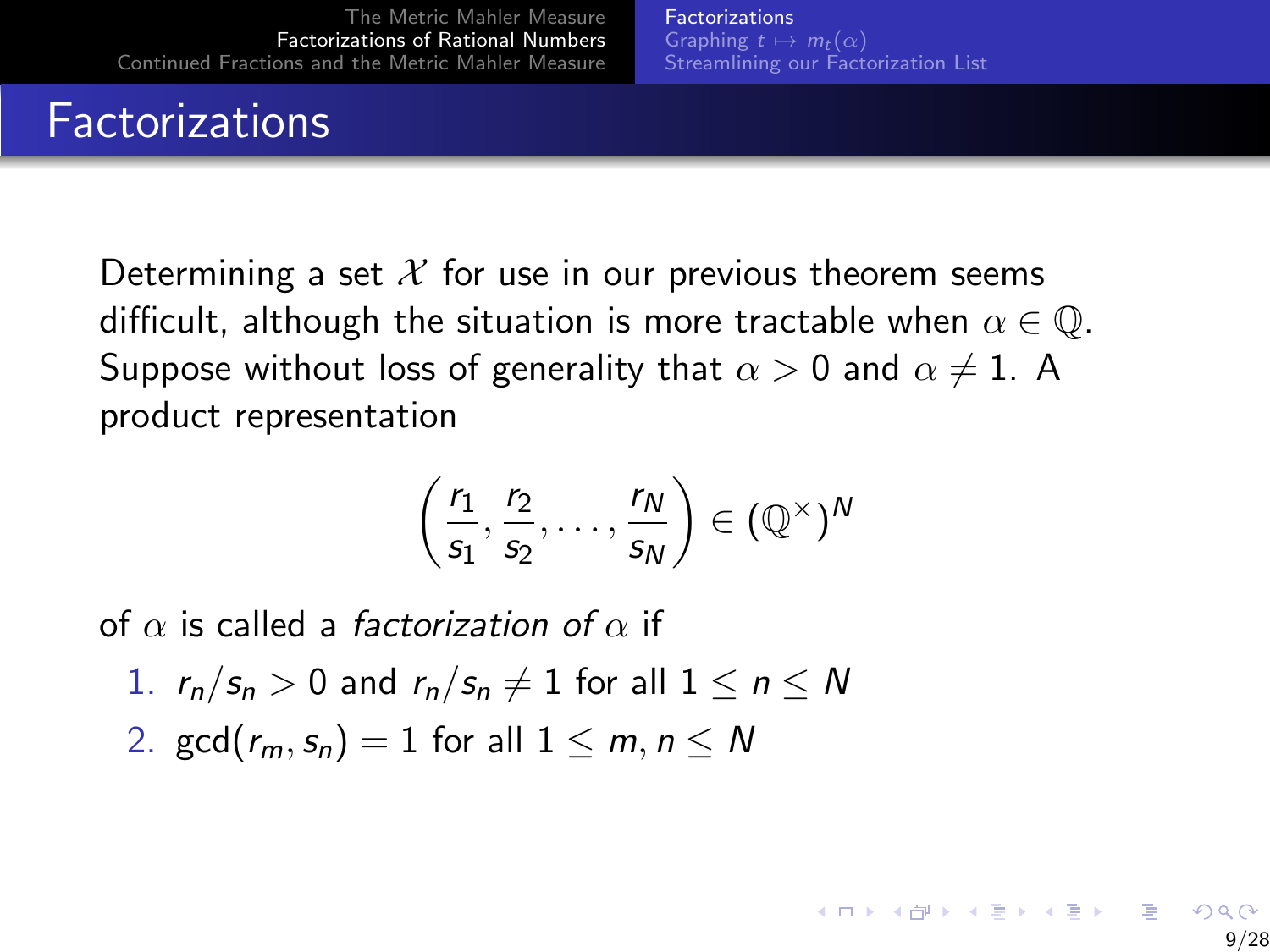# Factorizations

Determining a set $\mathcal{X}$ for use in our previous theorem seems difficult, although the situation is more tractable when $\alpha \in \mathbb{Q}$. Suppose without loss of generality that $\alpha > 0$ and $\alpha \neq 1$. A product representation

$$\left(\frac{r_1}{s_1}, \frac{r_2}{s_2}, \dots, \frac{r_N}{s_N}\right) \in (\mathbb{Q}^\times)^N$$

of $\alpha$ is called a *factorization of* $\alpha$ if

1. $r_n/s_n > 0$ and $r_n/s_n \neq 1$ for all $1 \leq n \leq N$
2. $\gcd(r_m, s_n) = 1$ for all $1 \leq m, n \leq N$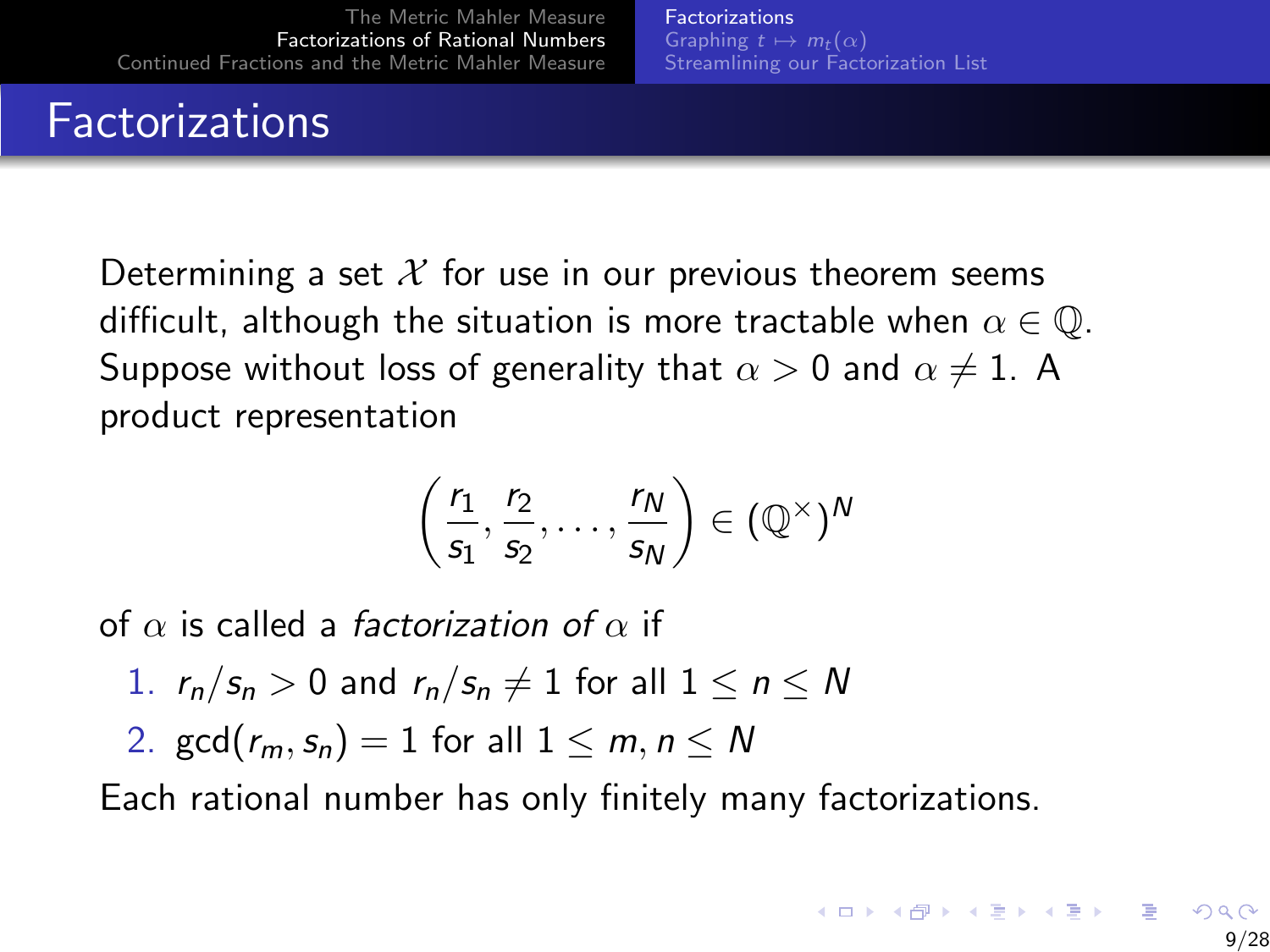# Factorizations

Determining a set $\mathcal{X}$ for use in our previous theorem seems difficult, although the situation is more tractable when $\alpha \in \mathbb{Q}$. Suppose without loss of generality that $\alpha > 0$ and $\alpha \neq 1$. A product representation

$$\left(\frac{r_1}{s_1}, \frac{r_2}{s_2}, \ldots, \frac{r_N}{s_N}\right) \in (\mathbb{Q}^\times)^N$$

of $\alpha$ is called a *factorization of* $\alpha$ if

1. $r_n/s_n > 0$ and $r_n/s_n \neq 1$ for all $1 \leq n \leq N$
2. $\gcd(r_m, s_n) = 1$ for all $1 \leq m, n \leq N$

Each rational number has only finitely many factorizations.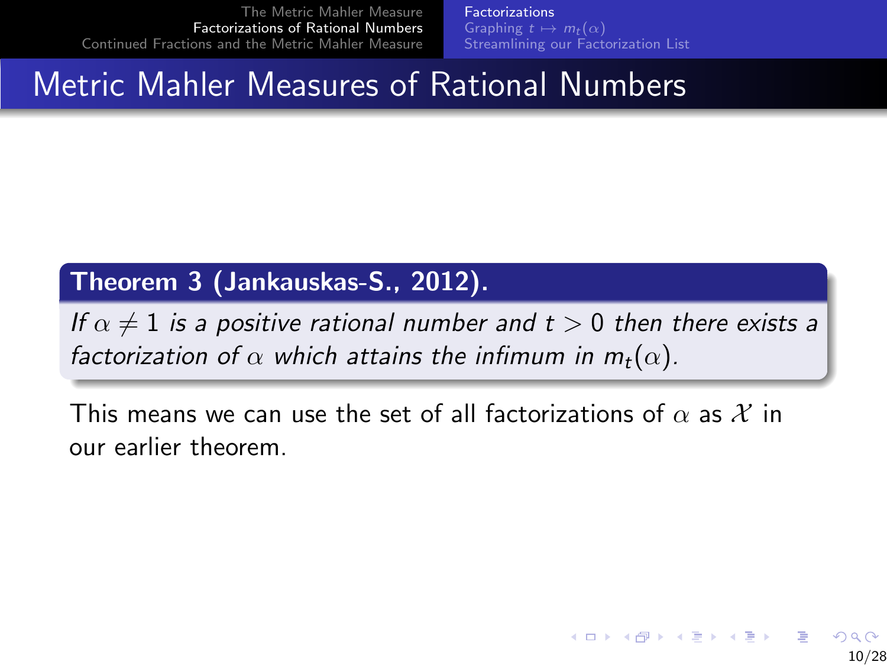# Metric Mahler Measures of Rational Numbers

**Theorem 3 (Jankauskas-S., 2012).**

*If $\alpha \neq 1$ is a positive rational number and $t > 0$ then there exists a factorization of $\alpha$ which attains the infimum in $m_t(\alpha)$.*

This means we can use the set of all factorizations of $\alpha$ as $\mathcal{X}$ in our earlier theorem.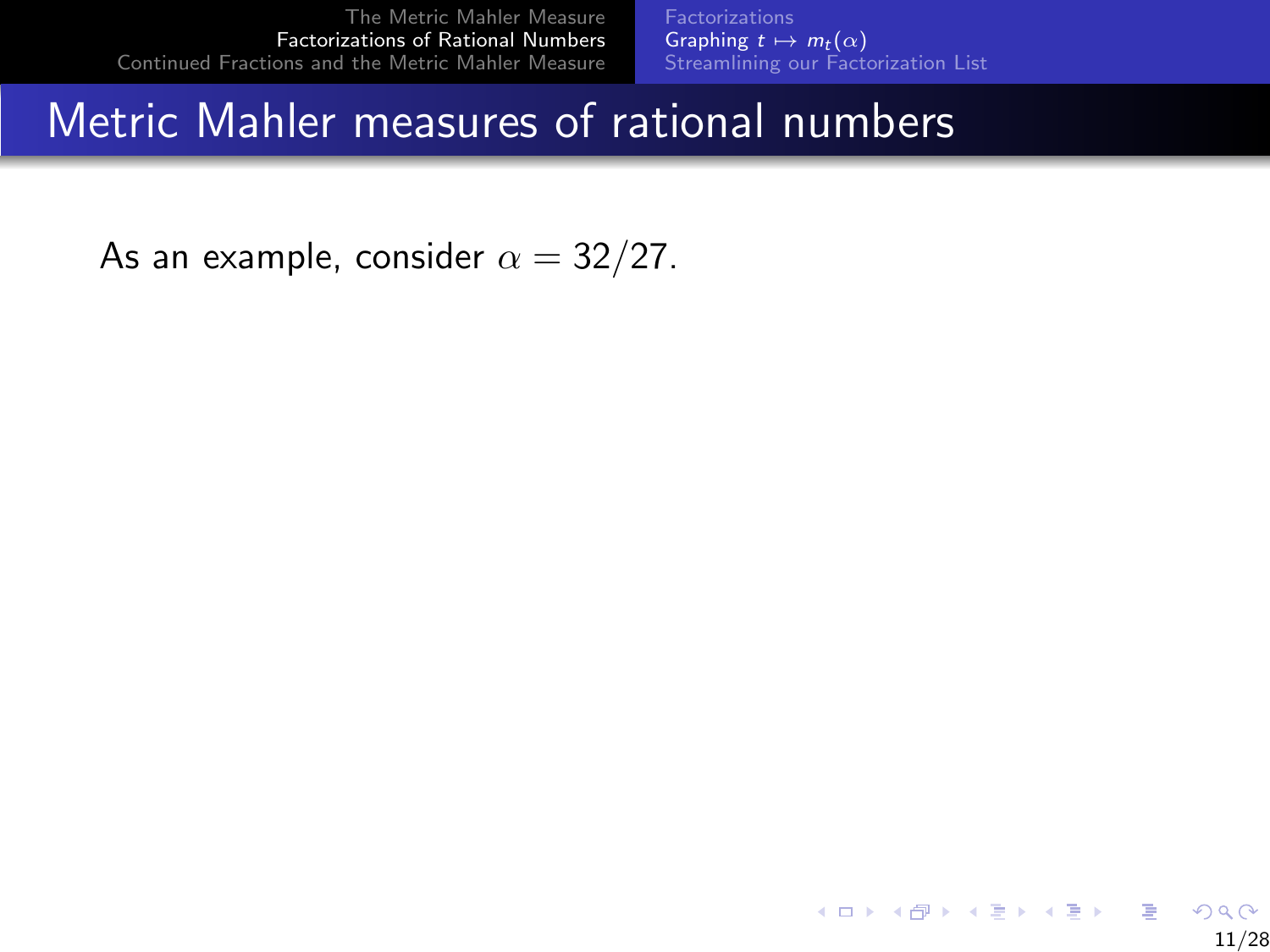# Metric Mahler measures of rational numbers

As an example, consider $\alpha = 32/27$.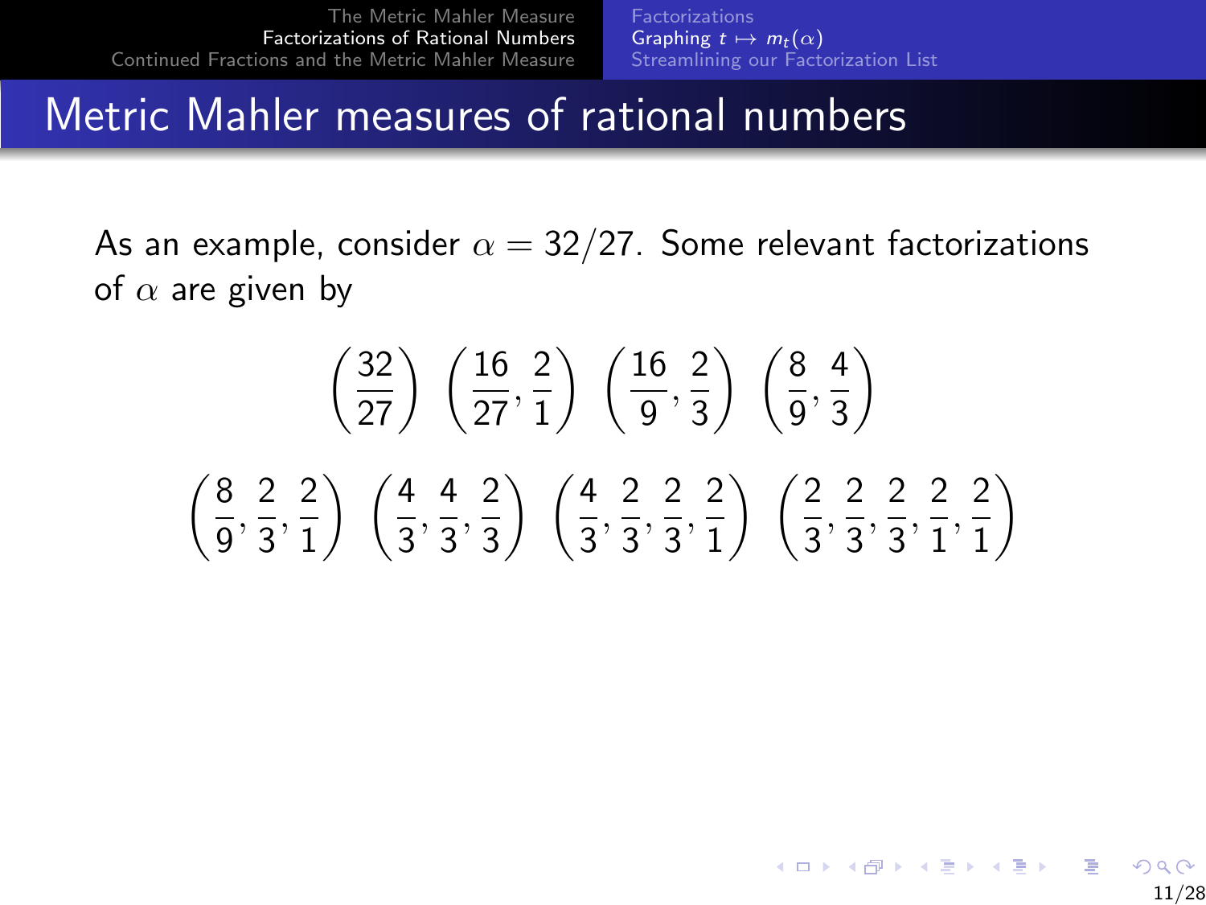# Metric Mahler measures of rational numbers

As an example, consider $\alpha = 32/27$. Some relevant factorizations of $\alpha$ are given by

$$\left(\frac{32}{27}\right) \; \left(\frac{16}{27}, \frac{2}{1}\right) \; \left(\frac{16}{9}, \frac{2}{3}\right) \; \left(\frac{8}{9}, \frac{4}{3}\right)$$

$$\left(\frac{8}{9}, \frac{2}{3}, \frac{2}{1}\right) \; \left(\frac{4}{3}, \frac{4}{3}, \frac{2}{3}\right) \; \left(\frac{4}{3}, \frac{2}{3}, \frac{2}{3}, \frac{2}{1}\right) \; \left(\frac{2}{3}, \frac{2}{3}, \frac{2}{3}, \frac{2}{1}, \frac{2}{1}\right)$$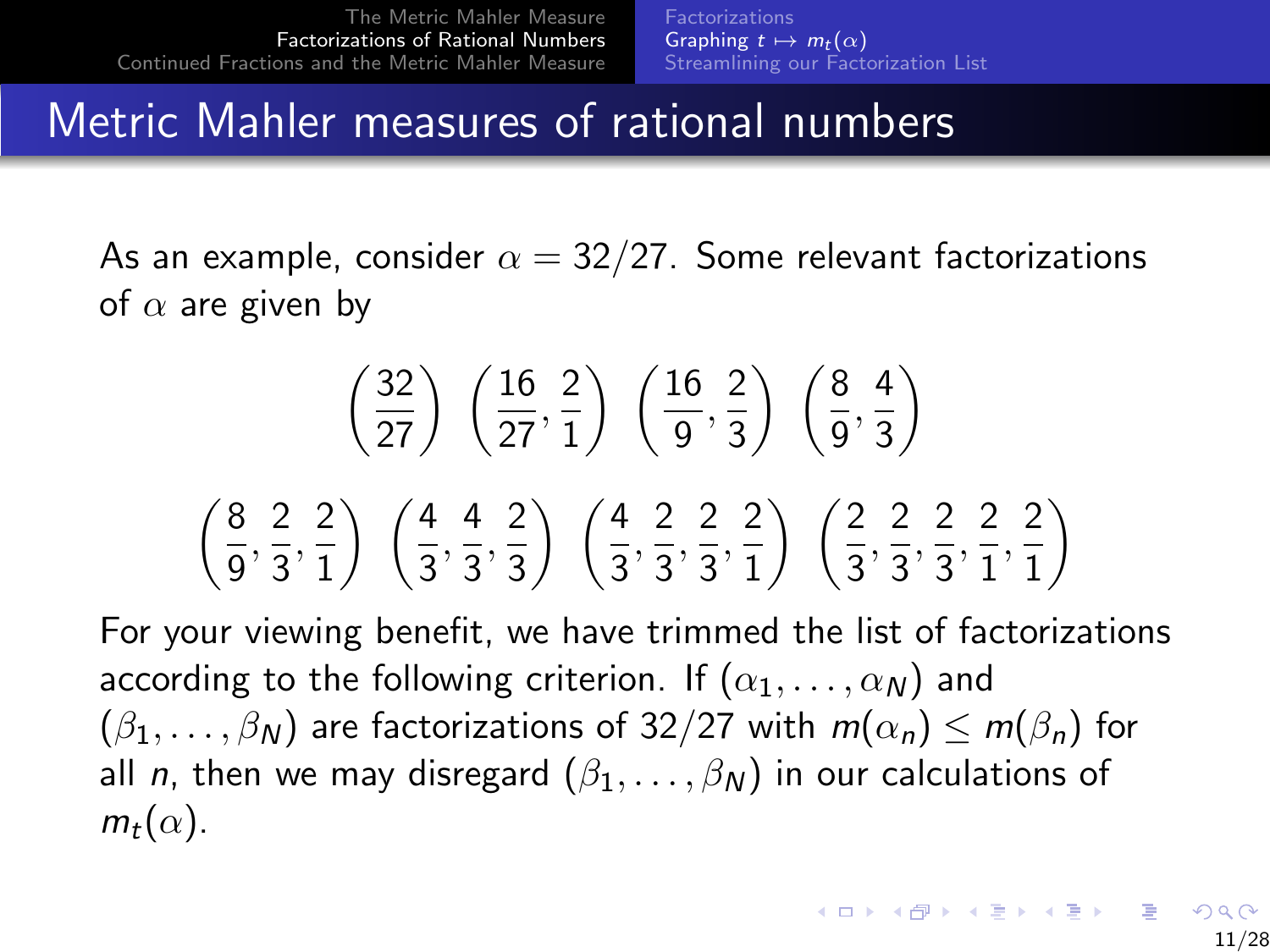# Metric Mahler measures of rational numbers

As an example, consider $\alpha = 32/27$. Some relevant factorizations of $\alpha$ are given by

$$\left(\frac{32}{27}\right)\ \left(\frac{16}{27}, \frac{2}{1}\right)\ \left(\frac{16}{9}, \frac{2}{3}\right)\ \left(\frac{8}{9}, \frac{4}{3}\right)$$

$$\left(\frac{8}{9}, \frac{2}{3}, \frac{2}{1}\right)\ \left(\frac{4}{3}, \frac{4}{3}, \frac{2}{3}\right)\ \left(\frac{4}{3}, \frac{2}{3}, \frac{2}{3}, \frac{2}{1}\right)\ \left(\frac{2}{3}, \frac{2}{3}, \frac{2}{3}, \frac{2}{1}, \frac{2}{1}\right)$$

For your viewing benefit, we have trimmed the list of factorizations according to the following criterion. If $(\alpha_1, \ldots, \alpha_N)$ and $(\beta_1, \ldots, \beta_N)$ are factorizations of $32/27$ with $m(\alpha_n) \leq m(\beta_n)$ for all $n$, then we may disregard $(\beta_1, \ldots, \beta_N)$ in our calculations of $m_t(\alpha)$.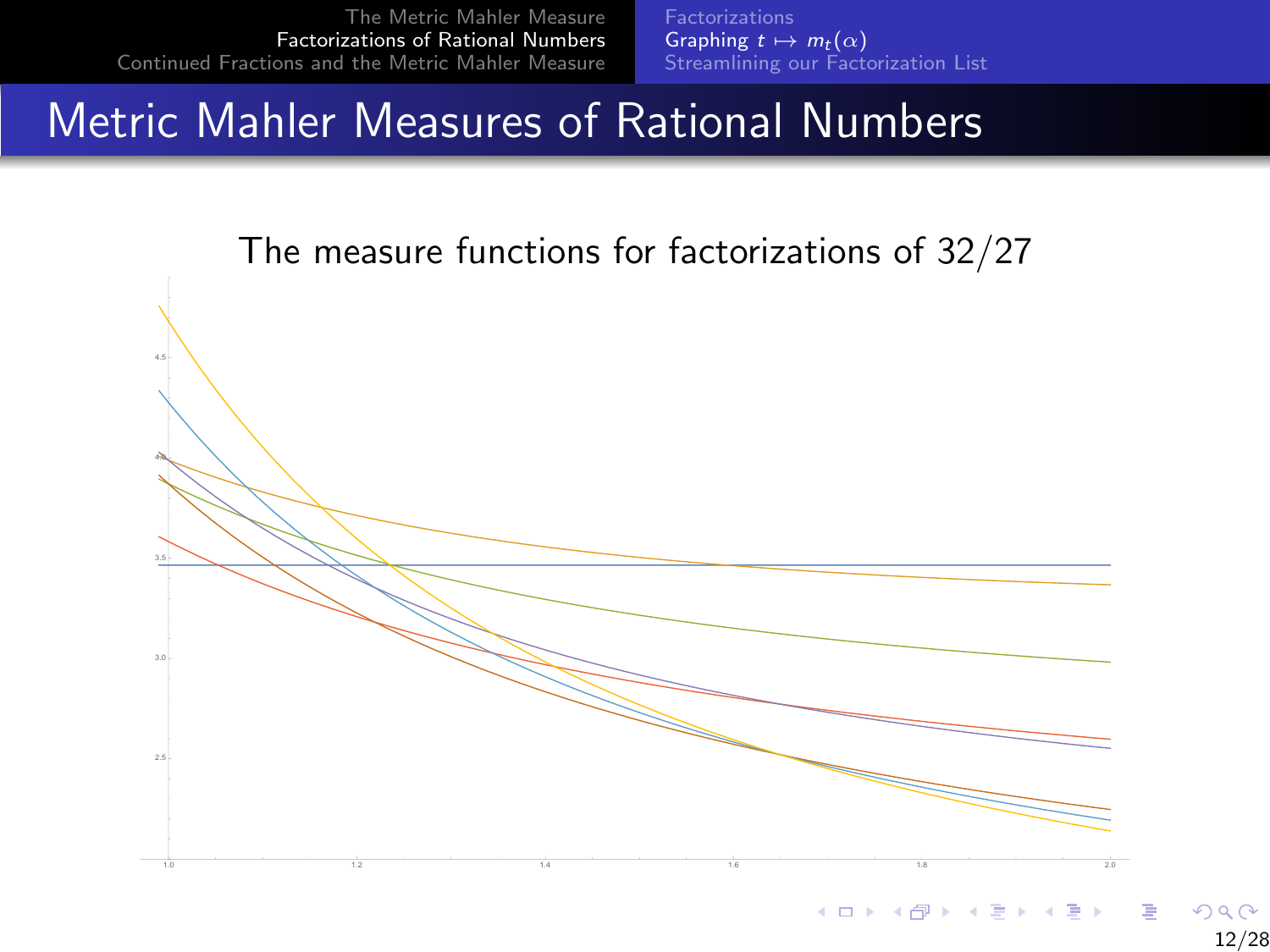# Metric Mahler Measures of Rational Numbers

The measure functions for factorizations of 32/27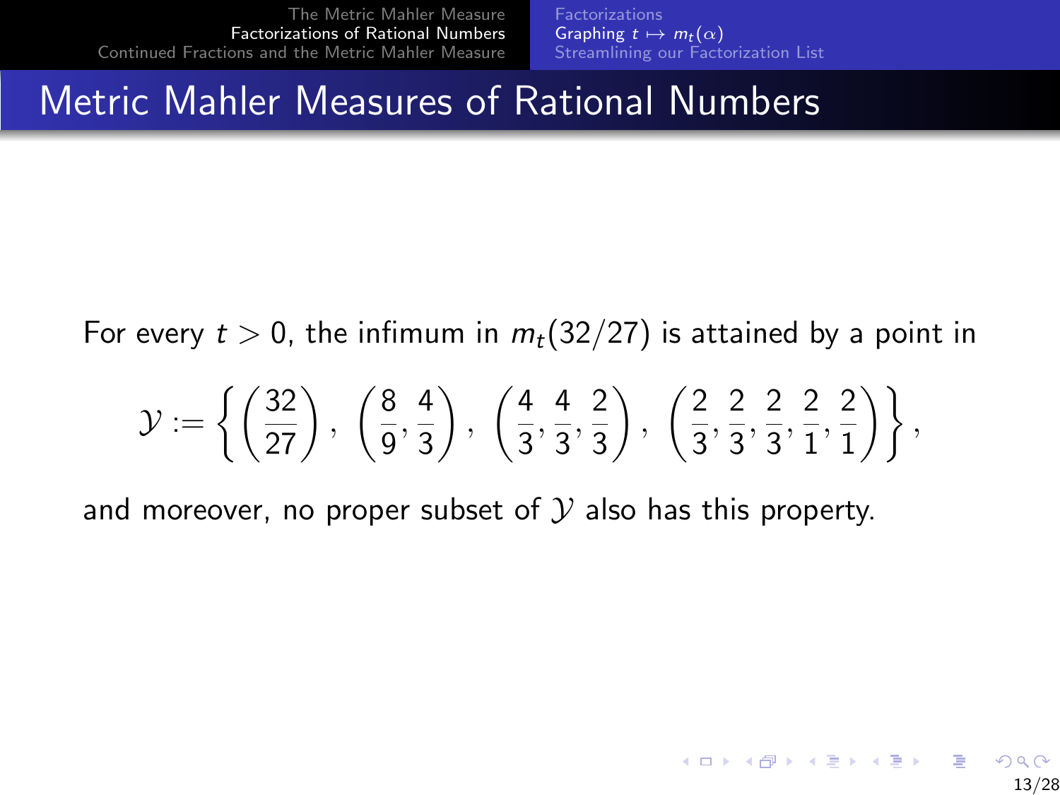# Metric Mahler Measures of Rational Numbers

For every $t > 0$, the infimum in $m_t(32/27)$ is attained by a point in

$$\mathcal{Y} := \left\{ \left( \frac{32}{27} \right), \left( \frac{8}{9}, \frac{4}{3} \right), \left( \frac{4}{3}, \frac{4}{3}, \frac{2}{3} \right), \left( \frac{2}{3}, \frac{2}{3}, \frac{2}{3}, \frac{2}{1}, \frac{2}{1} \right) \right\},$$

and moreover, no proper subset of $\mathcal{Y}$ also has this property.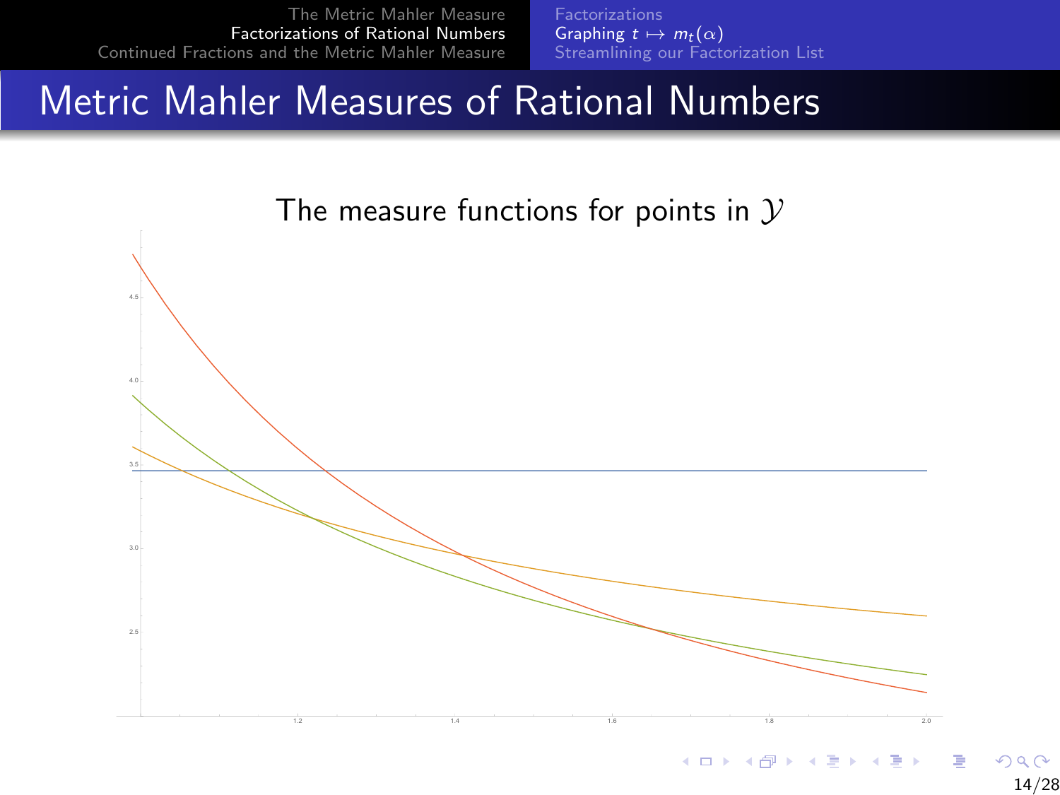# Metric Mahler Measures of Rational Numbers

The measure functions for points in $\mathcal{Y}$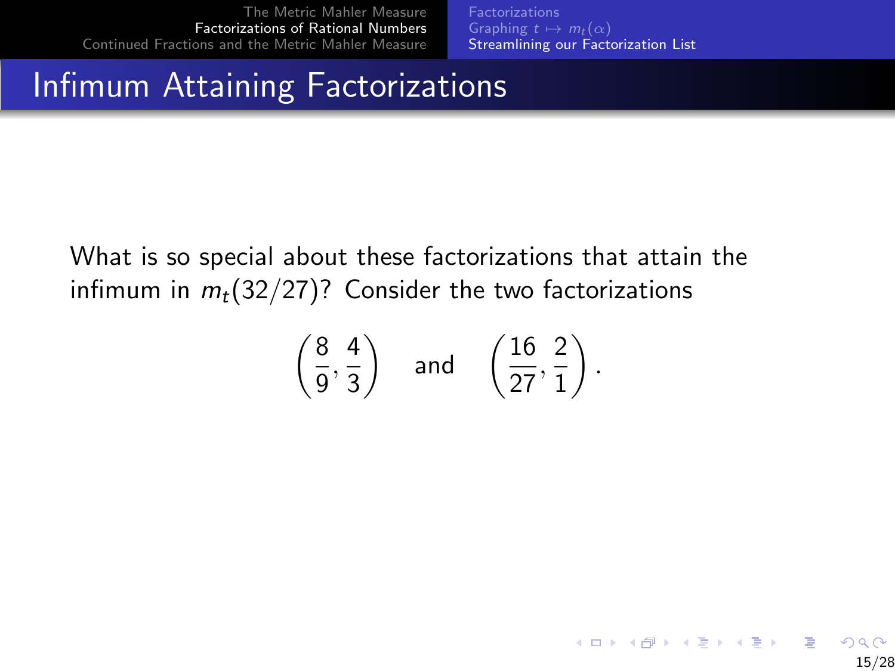# Infimum Attaining Factorizations

What is so special about these factorizations that attain the infimum in $m_t(32/27)$? Consider the two factorizations

$$\left(\frac{8}{9}, \frac{4}{3}\right) \quad \text{and} \quad \left(\frac{16}{27}, \frac{2}{1}\right).$$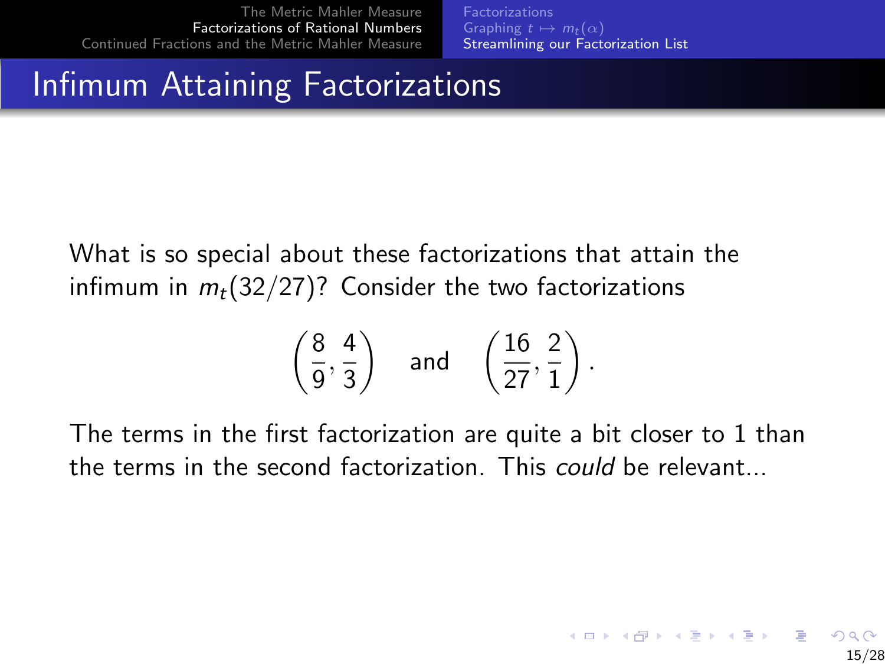# Infimum Attaining Factorizations

What is so special about these factorizations that attain the infimum in $m_t(32/27)$? Consider the two factorizations

$$\left(\frac{8}{9}, \frac{4}{3}\right) \quad \text{and} \quad \left(\frac{16}{27}, \frac{2}{1}\right).$$

The terms in the first factorization are quite a bit closer to 1 than the terms in the second factorization. This *could* be relevant...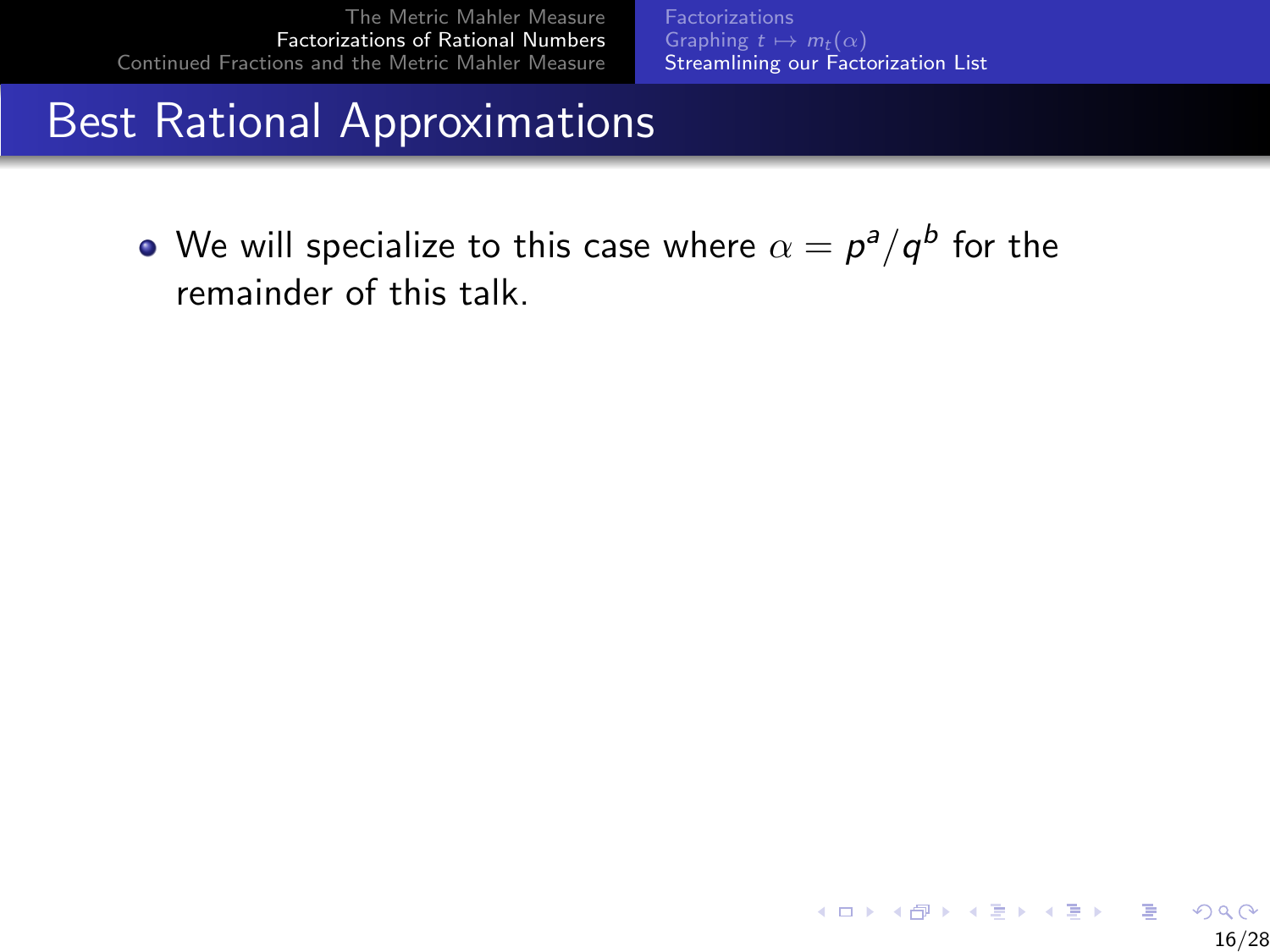# Best Rational Approximations

- We will specialize to this case where $\alpha = p^a/q^b$ for the remainder of this talk.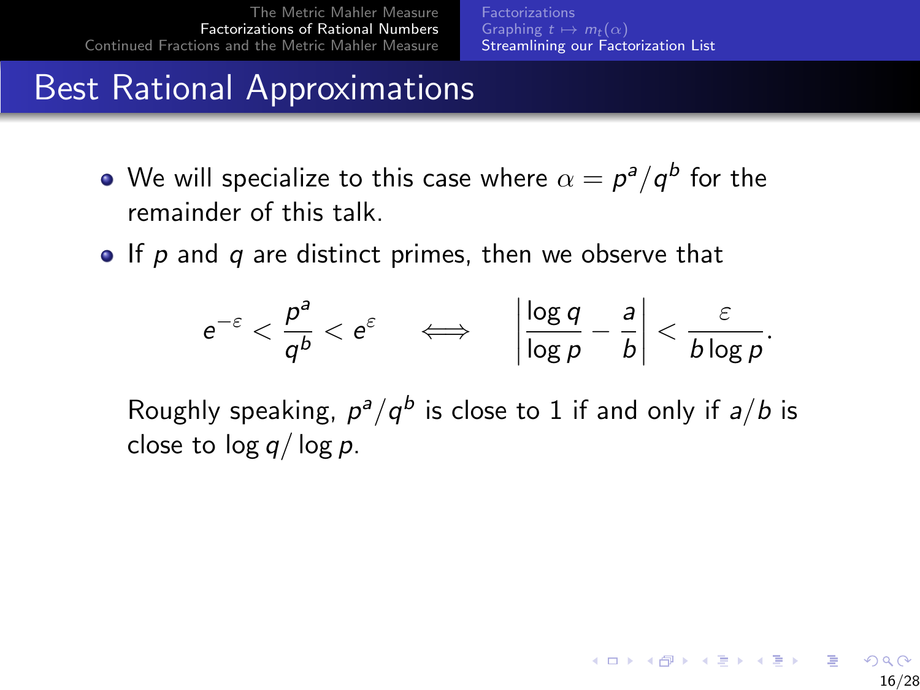# Best Rational Approximations

- We will specialize to this case where $\alpha = p^a/q^b$ for the remainder of this talk.
- If $p$ and $q$ are distinct primes, then we observe that

$$e^{-\varepsilon} < \frac{p^a}{q^b} < e^{\varepsilon} \quad \iff \quad \left| \frac{\log q}{\log p} - \frac{a}{b} \right| < \frac{\varepsilon}{b \log p}.$$

Roughly speaking, $p^a/q^b$ is close to 1 if and only if $a/b$ is close to $\log q / \log p$.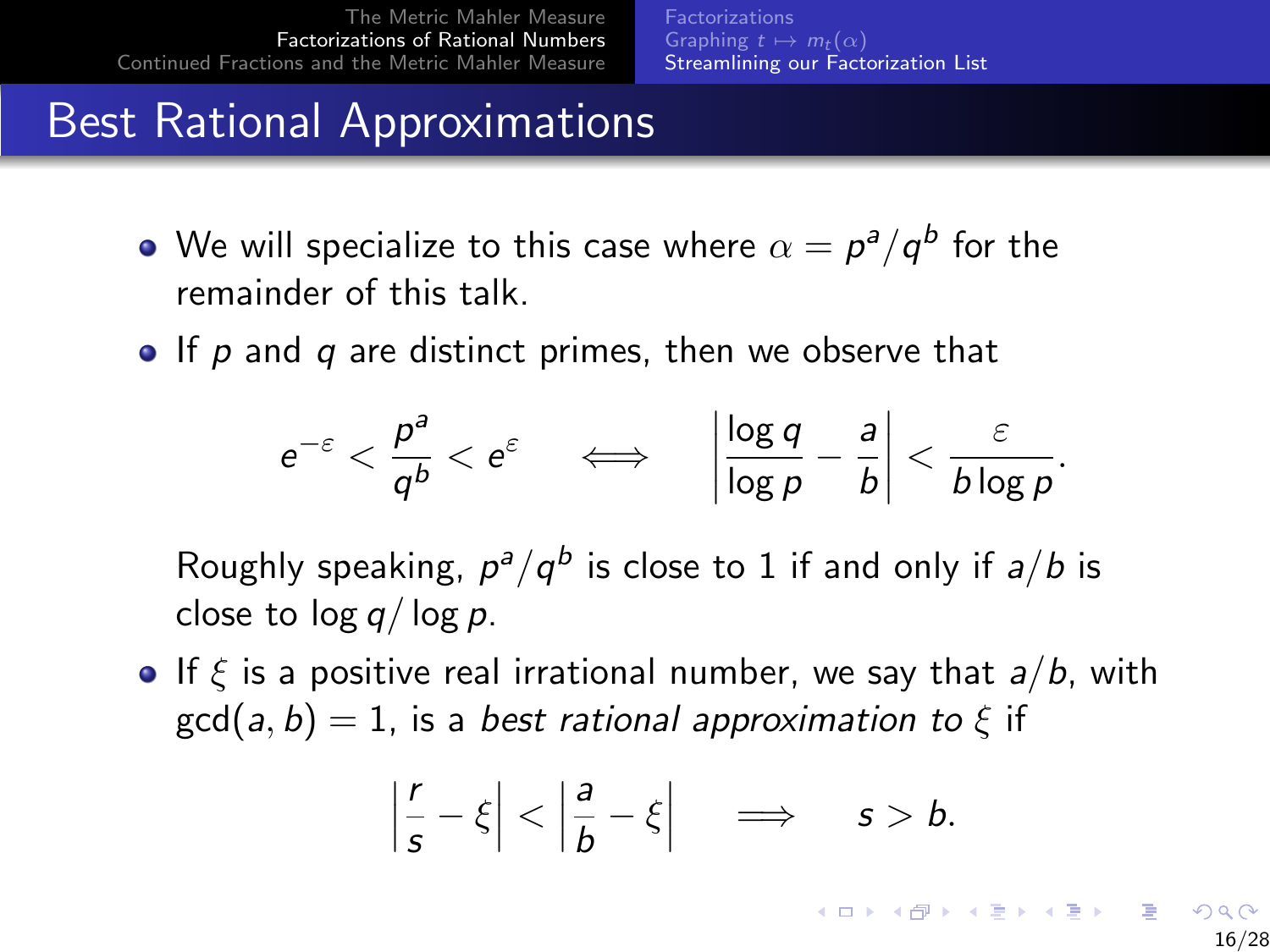# Best Rational Approximations

- We will specialize to this case where $\alpha = p^a/q^b$ for the remainder of this talk.
- If $p$ and $q$ are distinct primes, then we observe that

$$e^{-\varepsilon} < \frac{p^a}{q^b} < e^{\varepsilon} \quad \iff \quad \left| \frac{\log q}{\log p} - \frac{a}{b} \right| < \frac{\varepsilon}{b \log p}.$$

  Roughly speaking, $p^a/q^b$ is close to 1 if and only if $a/b$ is close to $\log q / \log p$.

- If $\xi$ is a positive real irrational number, we say that $a/b$, with $\gcd(a, b) = 1$, is a *best rational approximation to* $\xi$ if

$$\left| \frac{r}{s} - \xi \right| < \left| \frac{a}{b} - \xi \right| \quad \implies \quad s > b.$$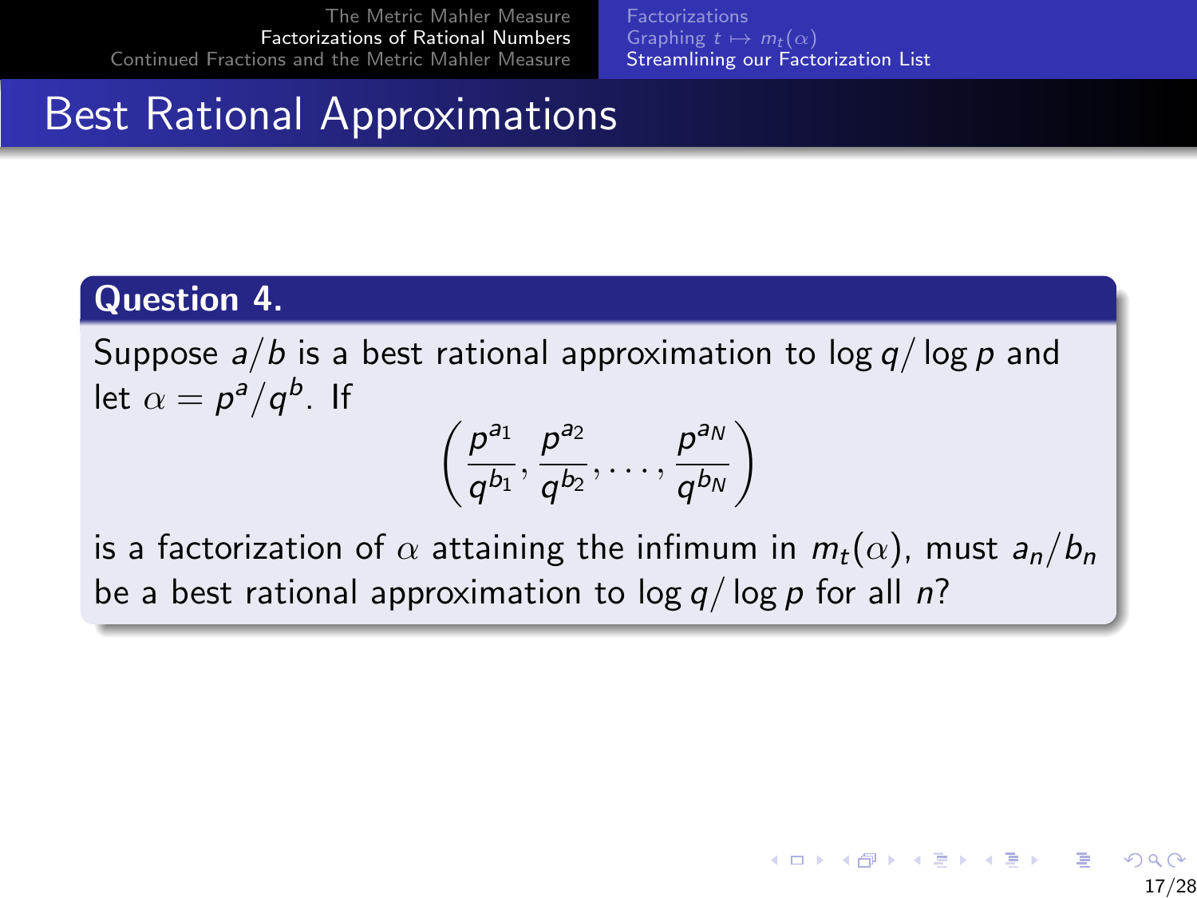# Best Rational Approximations

**Question 4.**

Suppose $a/b$ is a best rational approximation to $\log q/\log p$ and let $\alpha = p^a/q^b$. If

$$\left(\frac{p^{a_1}}{q^{b_1}}, \frac{p^{a_2}}{q^{b_2}}, \ldots, \frac{p^{a_N}}{q^{b_N}}\right)$$

is a factorization of $\alpha$ attaining the infimum in $m_t(\alpha)$, must $a_n/b_n$ be a best rational approximation to $\log q/\log p$ for all $n$?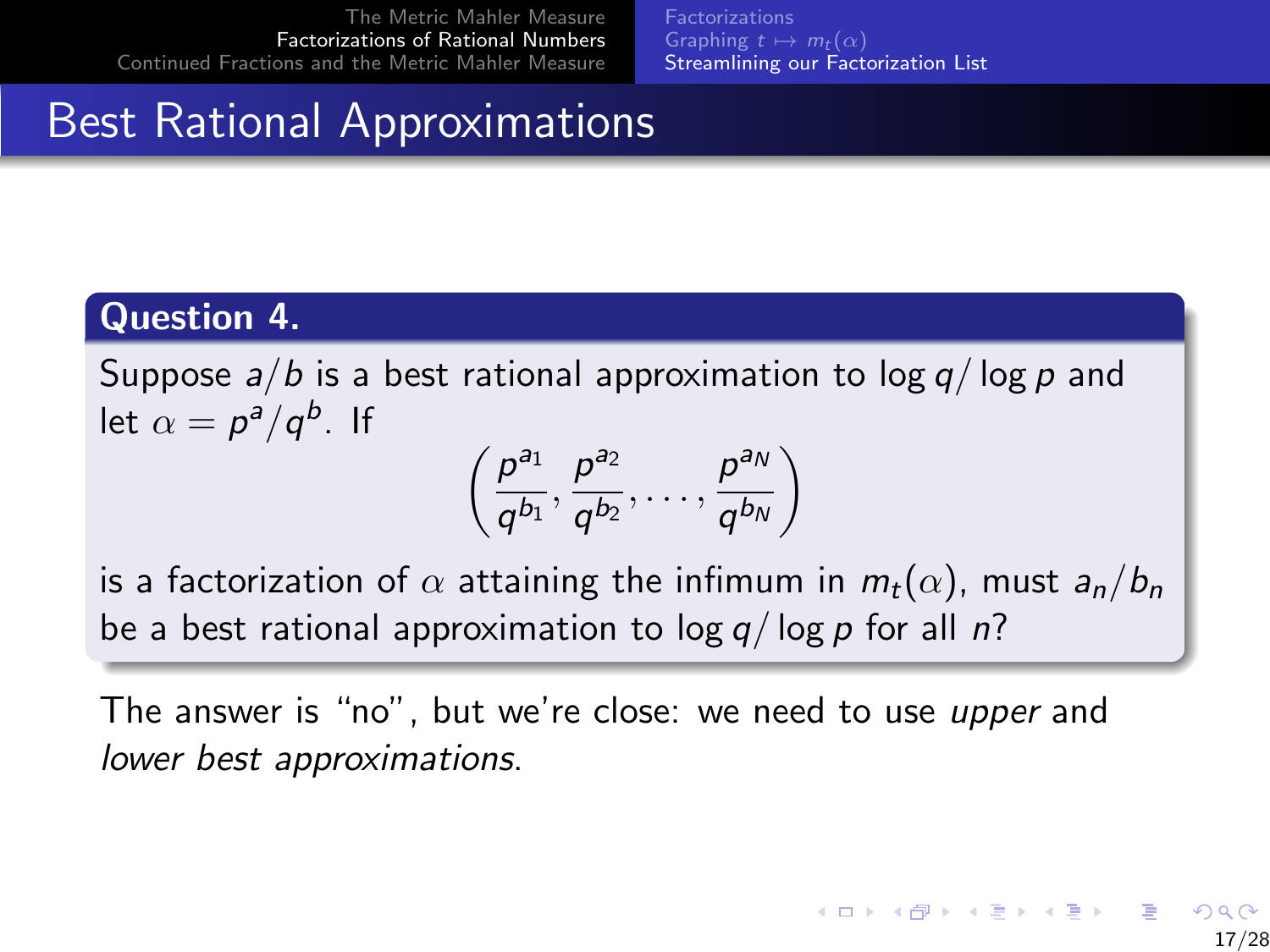# Best Rational Approximations

**Question 4.**

Suppose $a/b$ is a best rational approximation to $\log q / \log p$ and let $\alpha = p^a/q^b$. If

$$\left( \frac{p^{a_1}}{q^{b_1}}, \frac{p^{a_2}}{q^{b_2}}, \ldots, \frac{p^{a_N}}{q^{b_N}} \right)$$

is a factorization of $\alpha$ attaining the infimum in $m_t(\alpha)$, must $a_n/b_n$ be a best rational approximation to $\log q / \log p$ for all $n$?

The answer is "no", but we're close: we need to use *upper* and *lower best approximations*.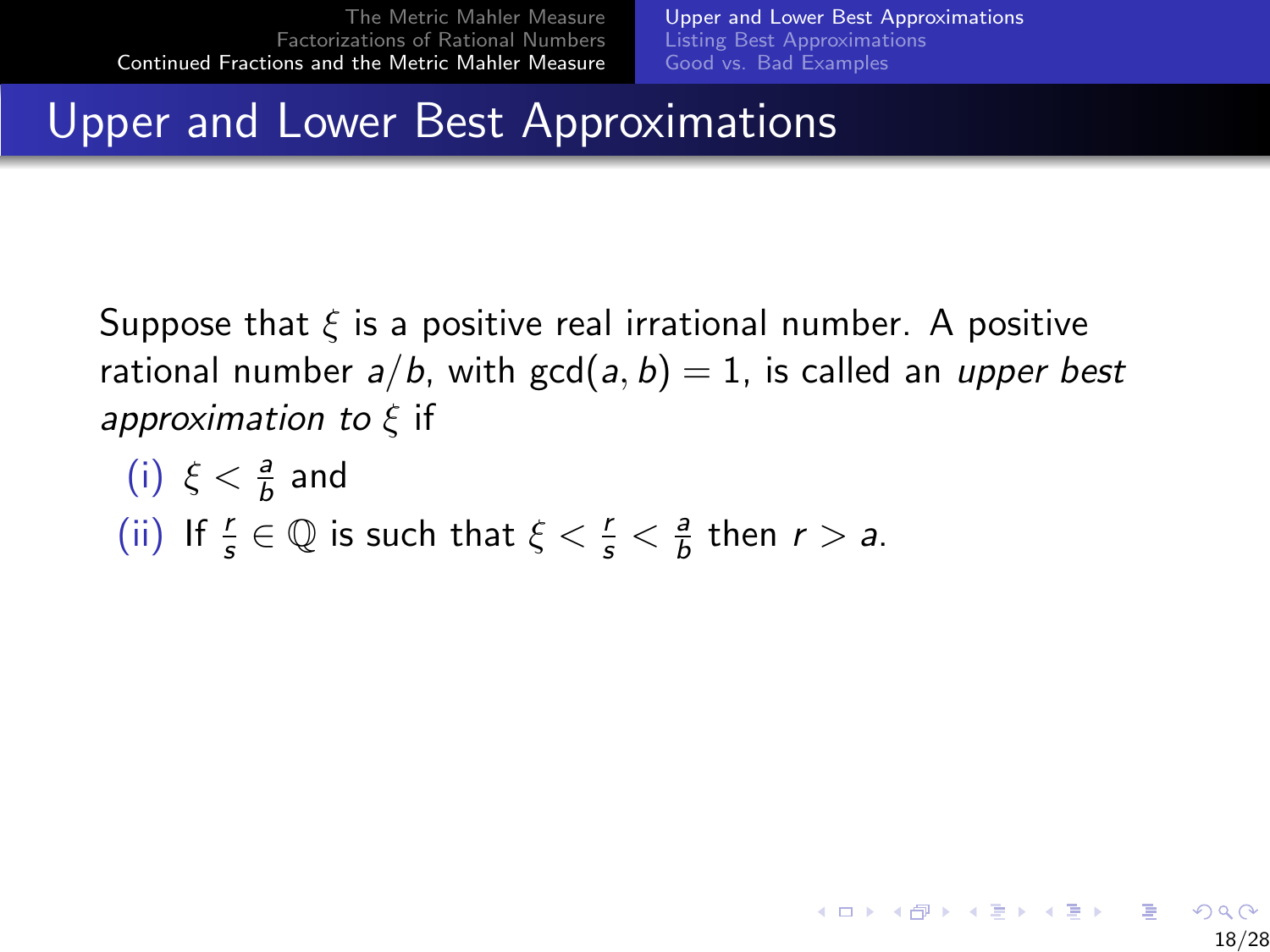# Upper and Lower Best Approximations

Suppose that $\xi$ is a positive real irrational number. A positive rational number $a/b$, with $\gcd(a,b) = 1$, is called an *upper best approximation to* $\xi$ if

(i) $\xi < \frac{a}{b}$ and

(ii) If $\frac{r}{s} \in \mathbb{Q}$ is such that $\xi < \frac{r}{s} < \frac{a}{b}$ then $r > a$.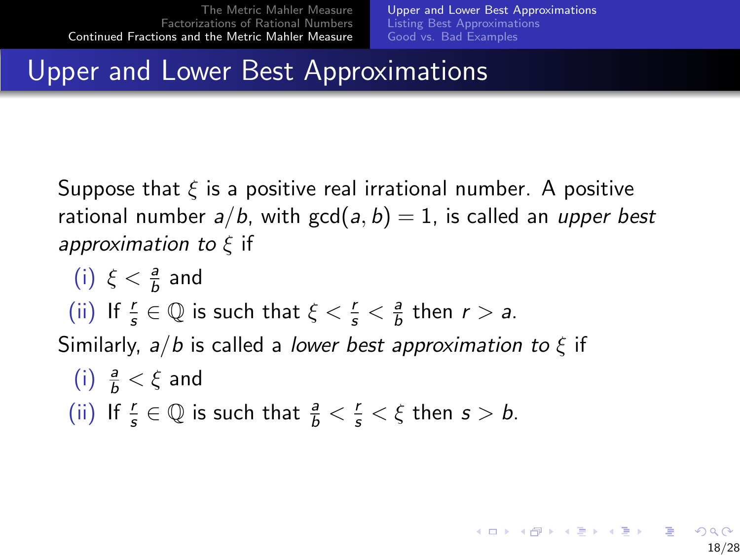# Upper and Lower Best Approximations

Suppose that $\xi$ is a positive real irrational number. A positive rational number $a/b$, with $\gcd(a,b) = 1$, is called an *upper best approximation to* $\xi$ if

(i) $\xi < \frac{a}{b}$ and

(ii) If $\frac{r}{s} \in \mathbb{Q}$ is such that $\xi < \frac{r}{s} < \frac{a}{b}$ then $r > a$.

Similarly, $a/b$ is called a *lower best approximation to* $\xi$ if

(i) $\frac{a}{b} < \xi$ and

(ii) If $\frac{r}{s} \in \mathbb{Q}$ is such that $\frac{a}{b} < \frac{r}{s} < \xi$ then $s > b$.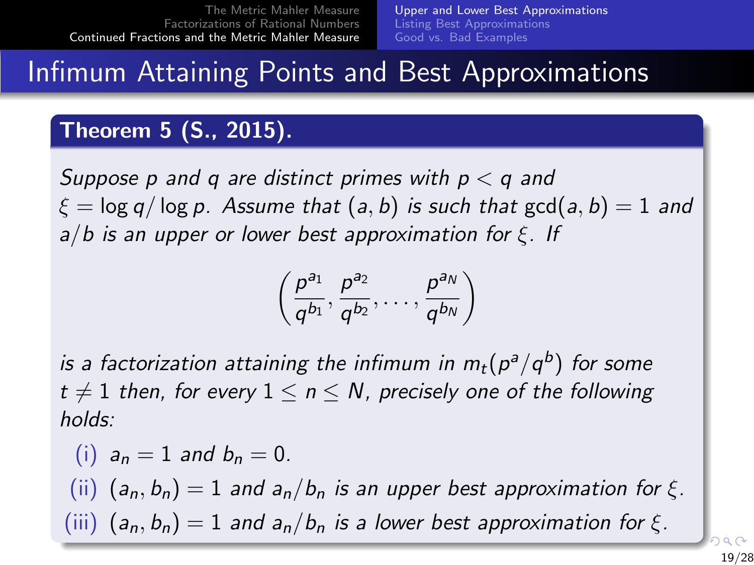# Infimum Attaining Points and Best Approximations

**Theorem 5 (S., 2015).**

*Suppose $p$ and $q$ are distinct primes with $p < q$ and $\xi = \log q / \log p$. Assume that $(a, b)$ is such that $\gcd(a, b) = 1$ and $a/b$ is an upper or lower best approximation for $\xi$. If*

$$\left( \frac{p^{a_1}}{q^{b_1}}, \frac{p^{a_2}}{q^{b_2}}, \ldots, \frac{p^{a_N}}{q^{b_N}} \right)$$

*is a factorization attaining the infimum in $m_t(p^a/q^b)$ for some $t \neq 1$ then, for every $1 \leq n \leq N$, precisely one of the following holds:*

(i) $a_n = 1$ *and* $b_n = 0$.

(ii) $(a_n, b_n) = 1$ *and* $a_n/b_n$ *is an upper best approximation for* $\xi$.

(iii) $(a_n, b_n) = 1$ *and* $a_n/b_n$ *is a lower best approximation for* $\xi$.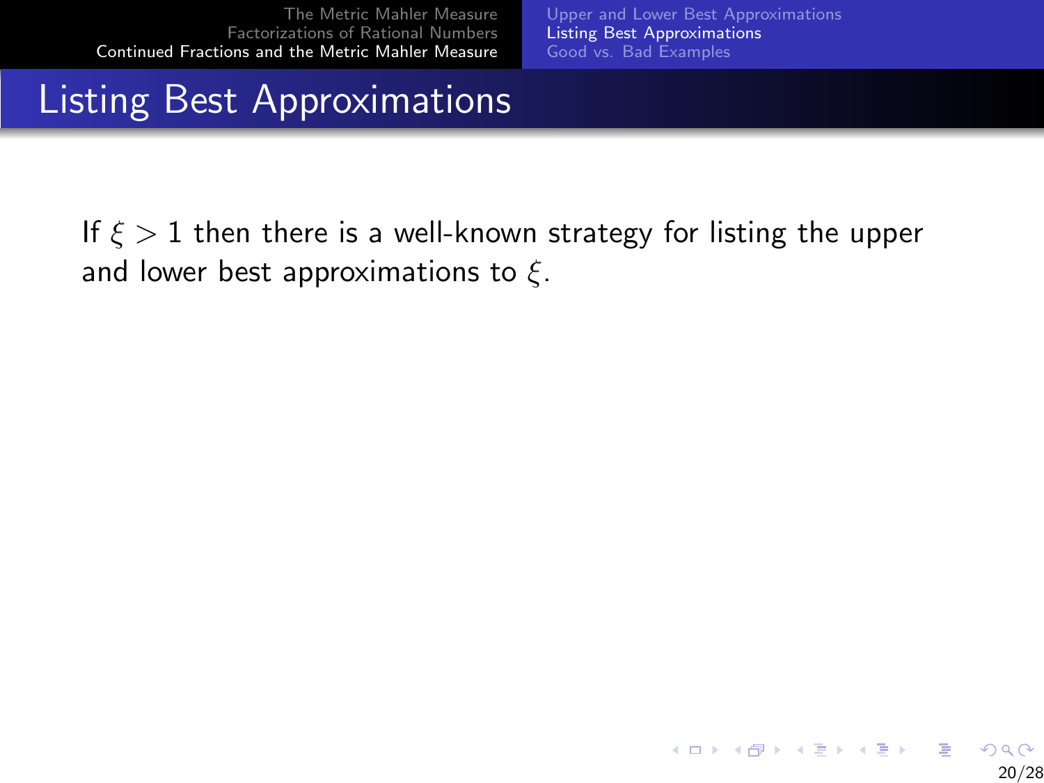# Listing Best Approximations

If $\xi > 1$ then there is a well-known strategy for listing the upper and lower best approximations to $\xi$.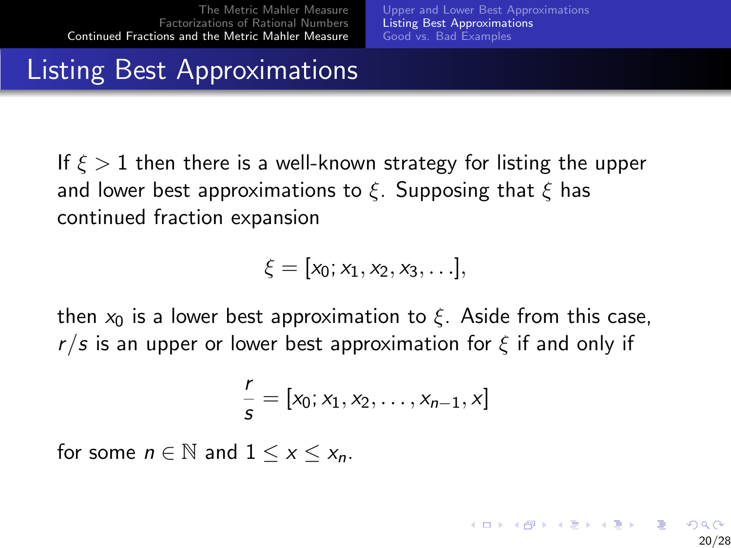# Listing Best Approximations

If $\xi > 1$ then there is a well-known strategy for listing the upper and lower best approximations to $\xi$. Supposing that $\xi$ has continued fraction expansion

$$\xi = [x_0; x_1, x_2, x_3, \ldots],$$

then $x_0$ is a lower best approximation to $\xi$. Aside from this case, $r/s$ is an upper or lower best approximation for $\xi$ if and only if

$$\frac{r}{s} = [x_0; x_1, x_2, \ldots, x_{n-1}, x]$$

for some $n \in \mathbb{N}$ and $1 \leq x \leq x_n$.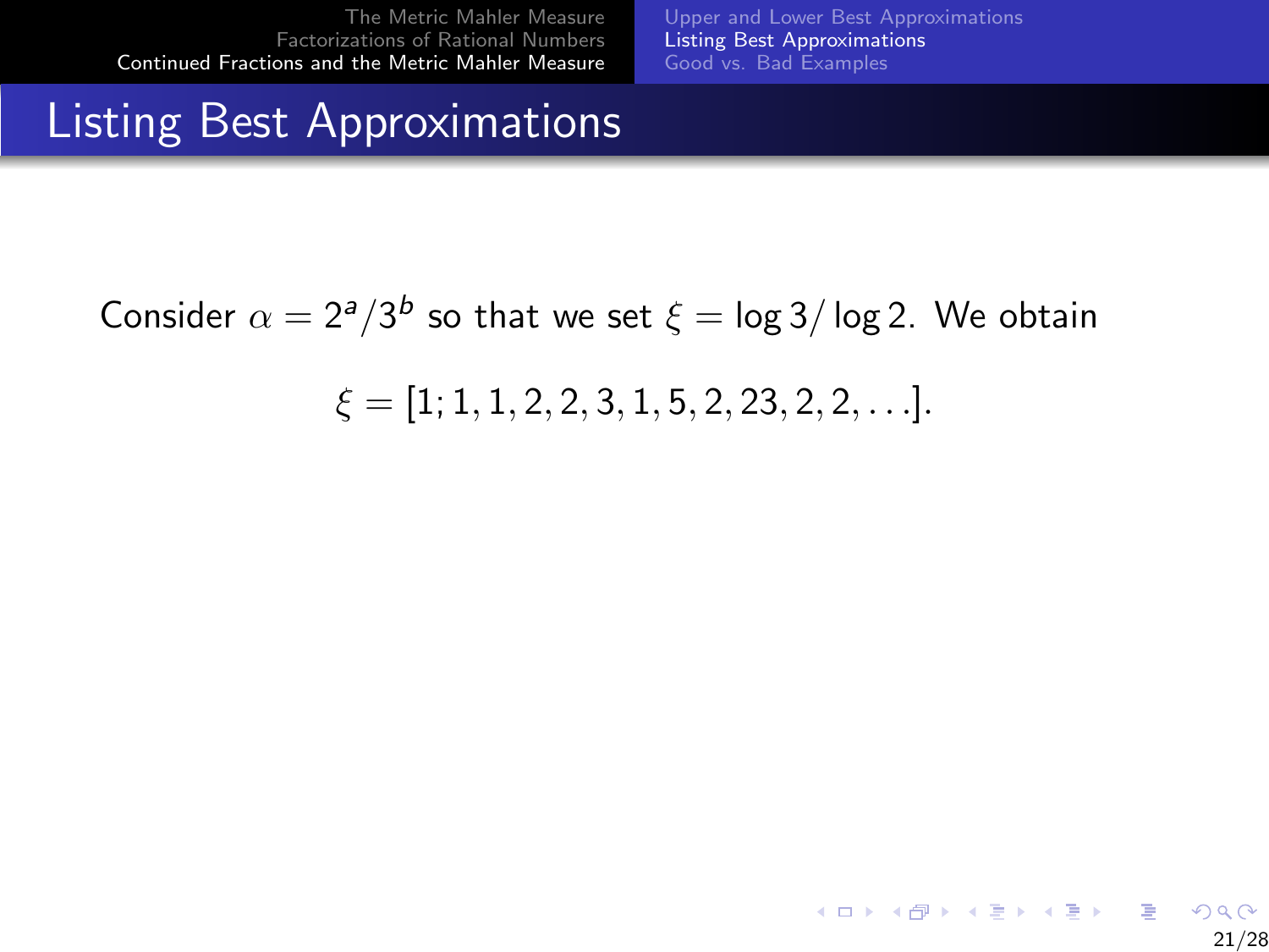# Listing Best Approximations

Consider $\alpha = 2^a/3^b$ so that we set $\xi = \log 3/\log 2$. We obtain

$$\xi = [1; 1, 1, 2, 2, 3, 1, 5, 2, 23, 2, 2, \ldots].$$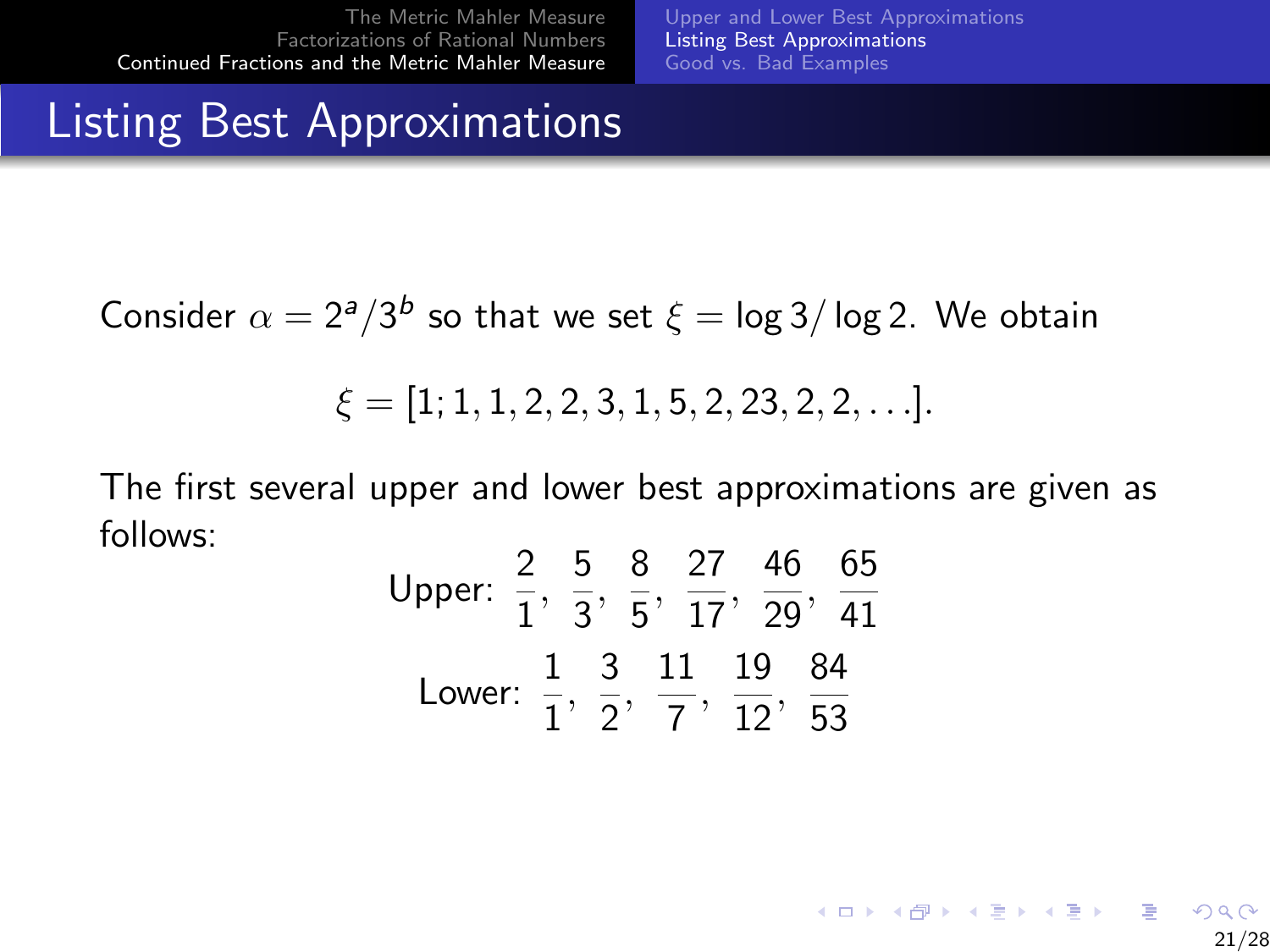# Listing Best Approximations

Consider $\alpha = 2^a/3^b$ so that we set $\xi = \log 3/\log 2$. We obtain

$$\xi = [1; 1, 1, 2, 2, 3, 1, 5, 2, 23, 2, 2, \ldots].$$

The first several upper and lower best approximations are given as follows:

$$\text{Upper: } \frac{2}{1}, \frac{5}{3}, \frac{8}{5}, \frac{27}{17}, \frac{46}{29}, \frac{65}{41}$$

$$\text{Lower: } \frac{1}{1}, \frac{3}{2}, \frac{11}{7}, \frac{19}{12}, \frac{84}{53}$$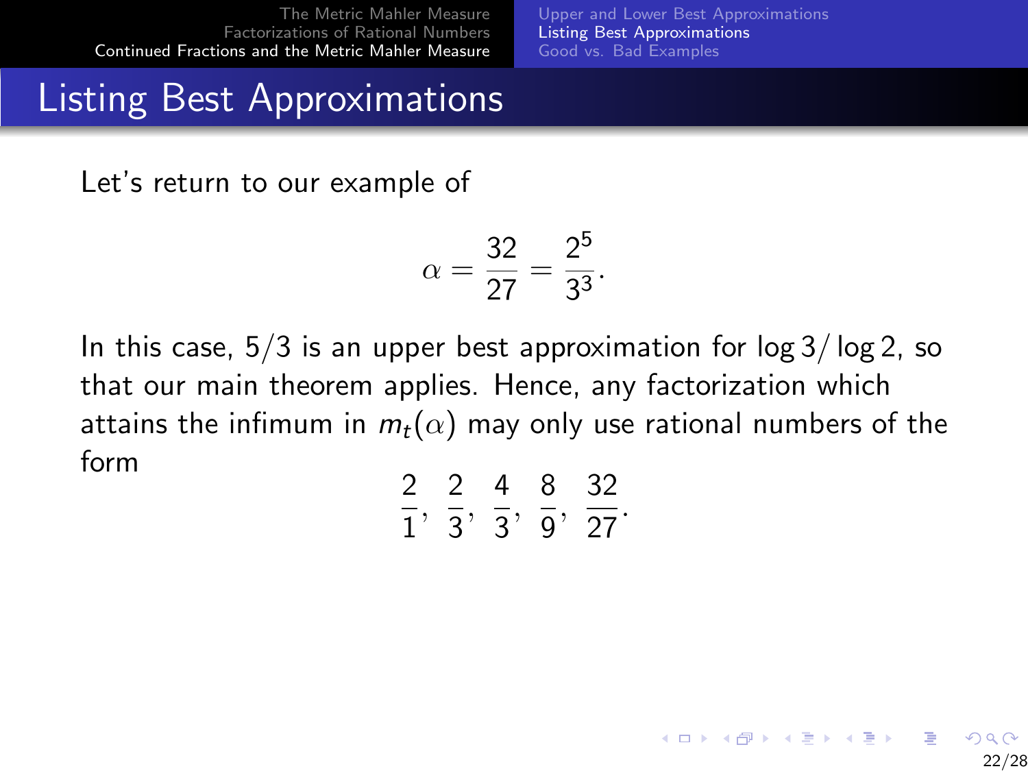# Listing Best Approximations

Let's return to our example of

$$\alpha = \frac{32}{27} = \frac{2^5}{3^3}.$$

In this case, $5/3$ is an upper best approximation for $\log 3 / \log 2$, so that our main theorem applies. Hence, any factorization which attains the infimum in $m_t(\alpha)$ may only use rational numbers of the form

$$\frac{2}{1}, \frac{2}{3}, \frac{4}{3}, \frac{8}{9}, \frac{32}{27}.$$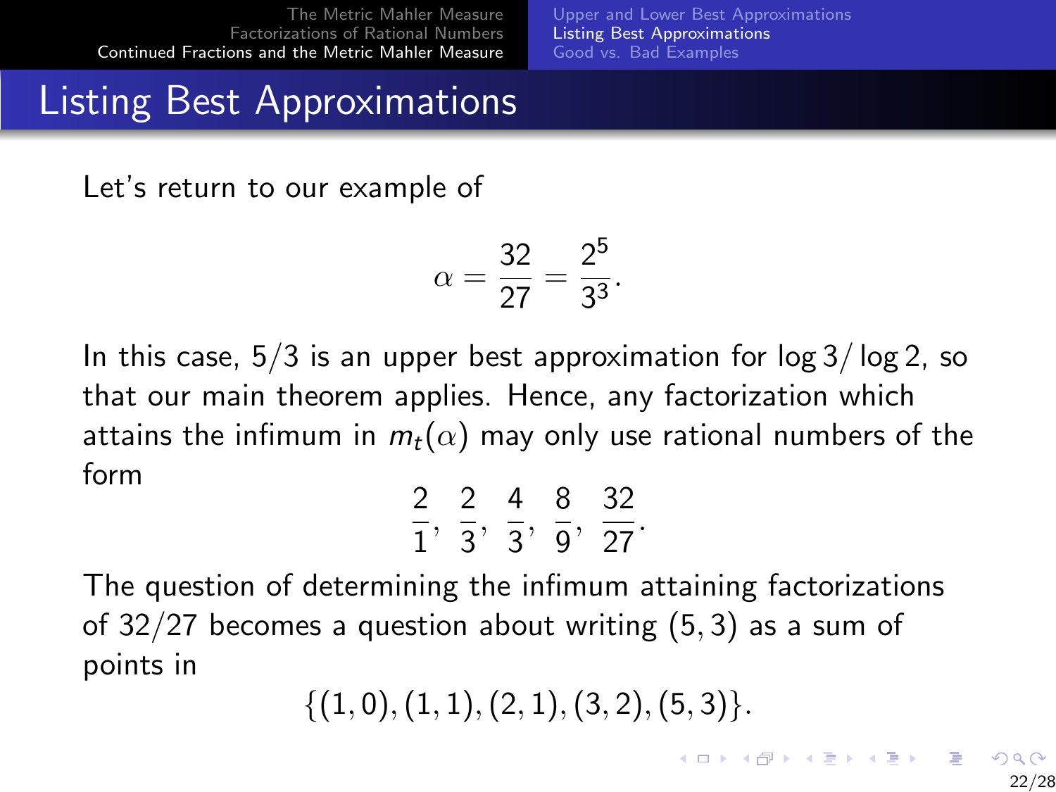## Listing Best Approximations

Let's return to our example of

$$\alpha = \frac{32}{27} = \frac{2^5}{3^3}.$$

In this case, $5/3$ is an upper best approximation for $\log 3/\log 2$, so that our main theorem applies. Hence, any factorization which attains the infimum in $m_t(\alpha)$ may only use rational numbers of the form

$$\frac{2}{1}, \; \frac{2}{3}, \; \frac{4}{3}, \; \frac{8}{9}, \; \frac{32}{27}.$$

The question of determining the infimum attaining factorizations of $32/27$ becomes a question about writing $(5, 3)$ as a sum of points in

$$\{(1,0), (1,1), (2,1), (3,2), (5,3)\}.$$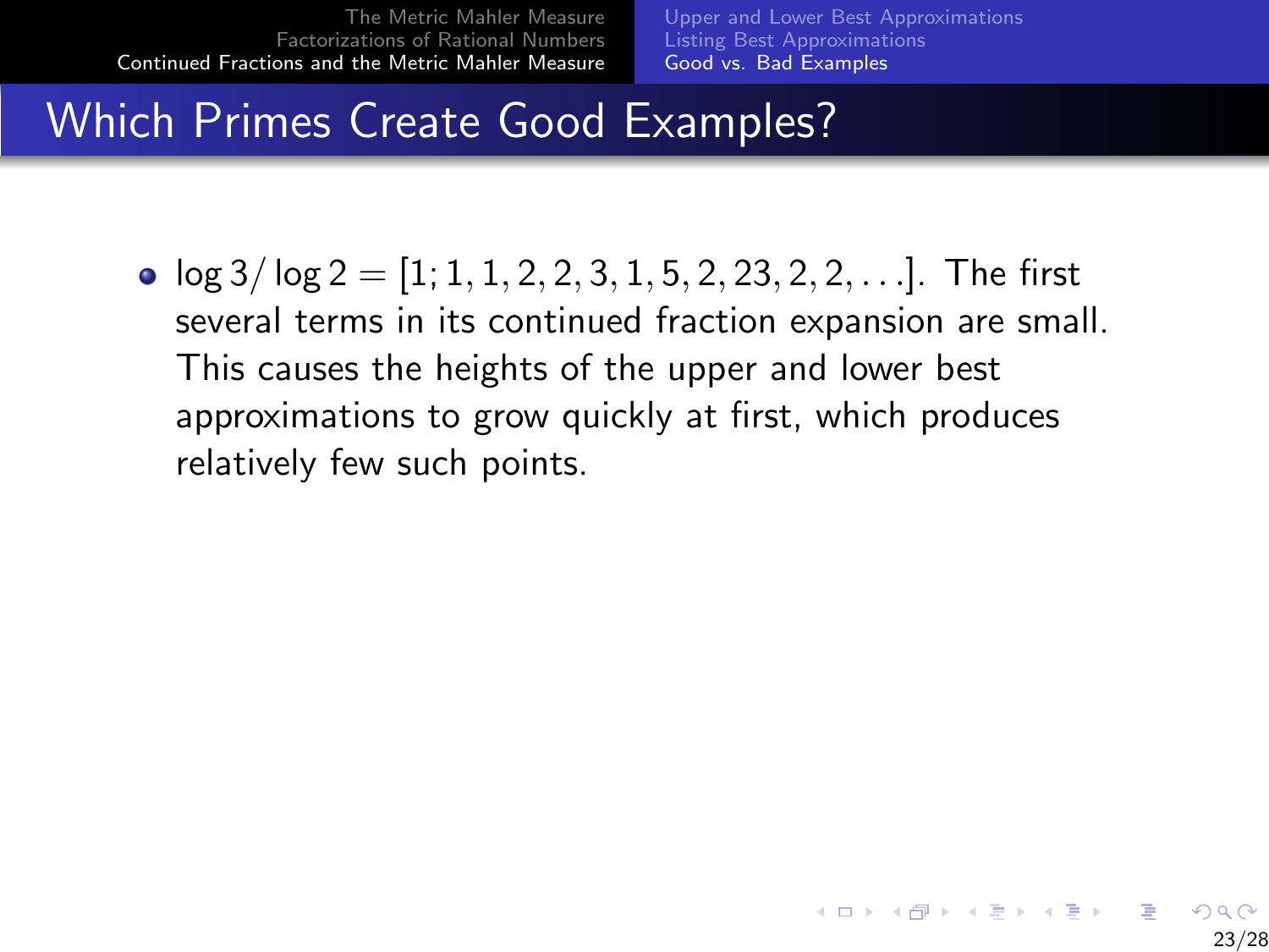# Which Primes Create Good Examples?

- $\log 3/\log 2 = [1; 1, 1, 2, 2, 3, 1, 5, 2, 23, 2, 2, \ldots]$. The first several terms in its continued fraction expansion are small. This causes the heights of the upper and lower best approximations to grow quickly at first, which produces relatively few such points.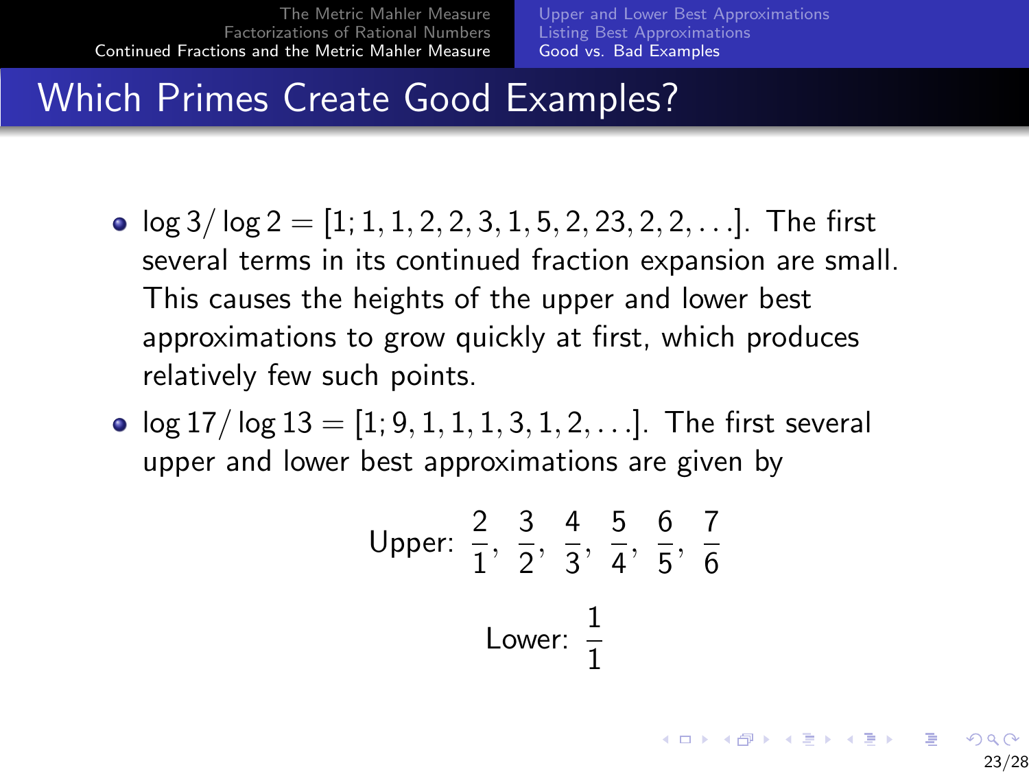# Which Primes Create Good Examples?

- $\log 3/\log 2 = [1; 1, 1, 2, 2, 3, 1, 5, 2, 23, 2, 2, \ldots]$. The first several terms in its continued fraction expansion are small. This causes the heights of the upper and lower best approximations to grow quickly at first, which produces relatively few such points.
- $\log 17/\log 13 = [1; 9, 1, 1, 1, 3, 1, 2, \ldots]$. The first several upper and lower best approximations are given by

$$\text{Upper: } \frac{2}{1}, \frac{3}{2}, \frac{4}{3}, \frac{5}{4}, \frac{6}{5}, \frac{7}{6}$$

$$\text{Lower: } \frac{1}{1}$$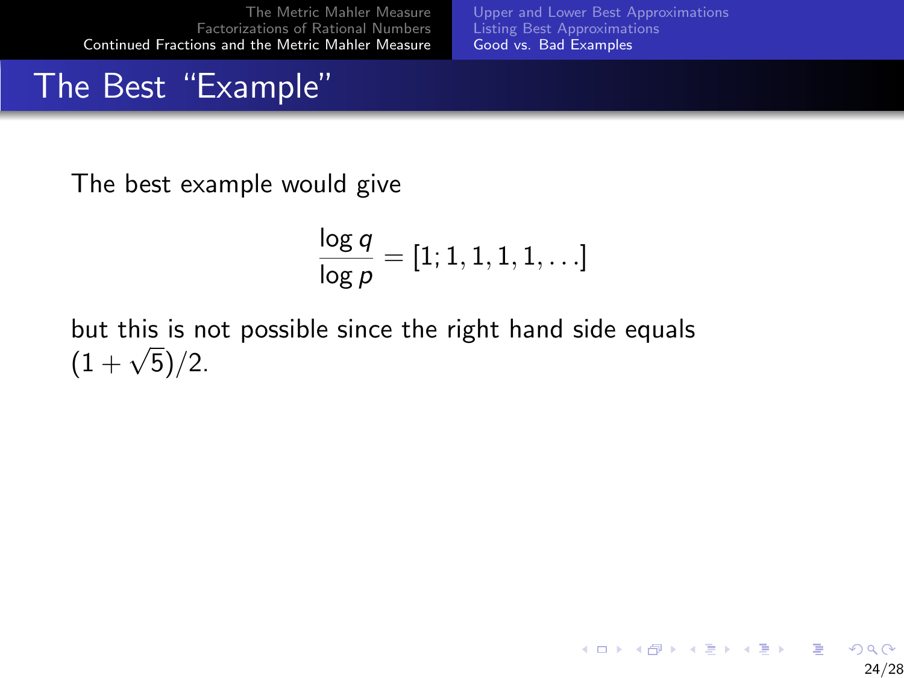## The Best "Example"

The best example would give

$$\frac{\log q}{\log p} = [1; 1, 1, 1, 1, \ldots]$$

but this is not possible since the right hand side equals $(1 + \sqrt{5})/2$.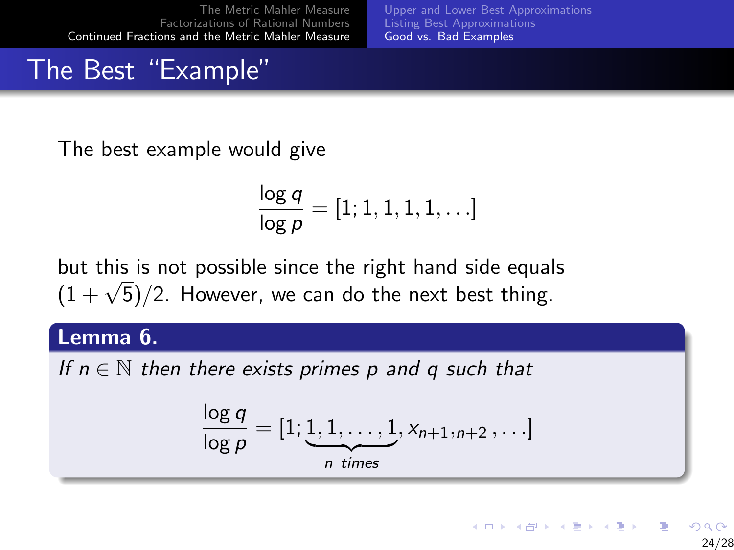## The Best "Example"

The best example would give

$$\frac{\log q}{\log p} = [1; 1, 1, 1, 1, \ldots]$$

but this is not possible since the right hand side equals $(1+\sqrt{5})/2$. However, we can do the next best thing.

**Lemma 6.**

*If $n \in \mathbb{N}$ then there exists primes $p$ and $q$ such that*

$$\frac{\log q}{\log p} = [1; \underbrace{1, 1, \ldots, 1}_{n \text{ times}}, x_{n+1,n+2}, \ldots]$$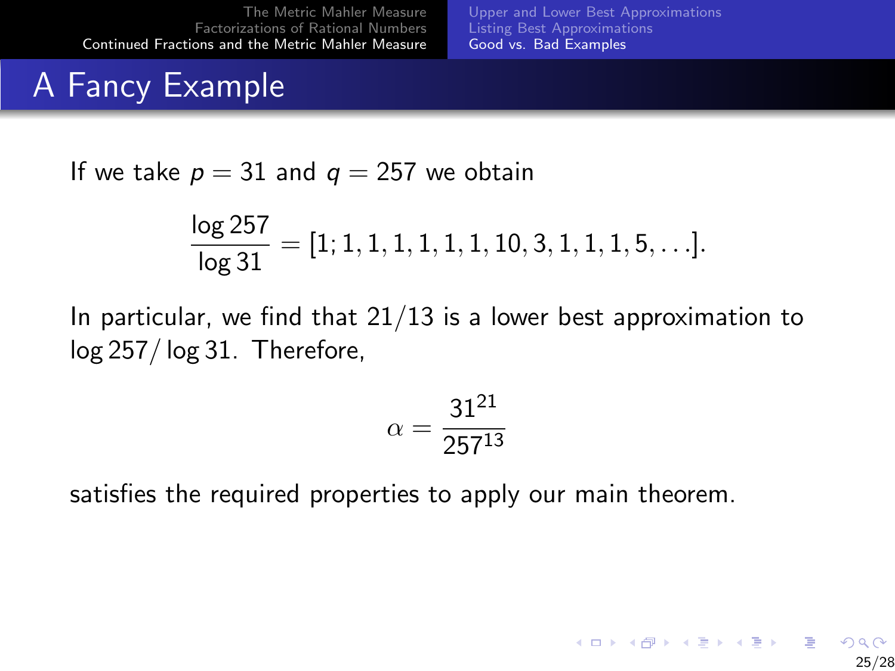# A Fancy Example

If we take $p = 31$ and $q = 257$ we obtain

$$\frac{\log 257}{\log 31} = [1; 1, 1, 1, 1, 1, 1, 10, 3, 1, 1, 1, 5, \ldots].$$

In particular, we find that $21/13$ is a lower best approximation to $\log 257/\log 31$. Therefore,

$$\alpha = \frac{31^{21}}{257^{13}}$$

satisfies the required properties to apply our main theorem.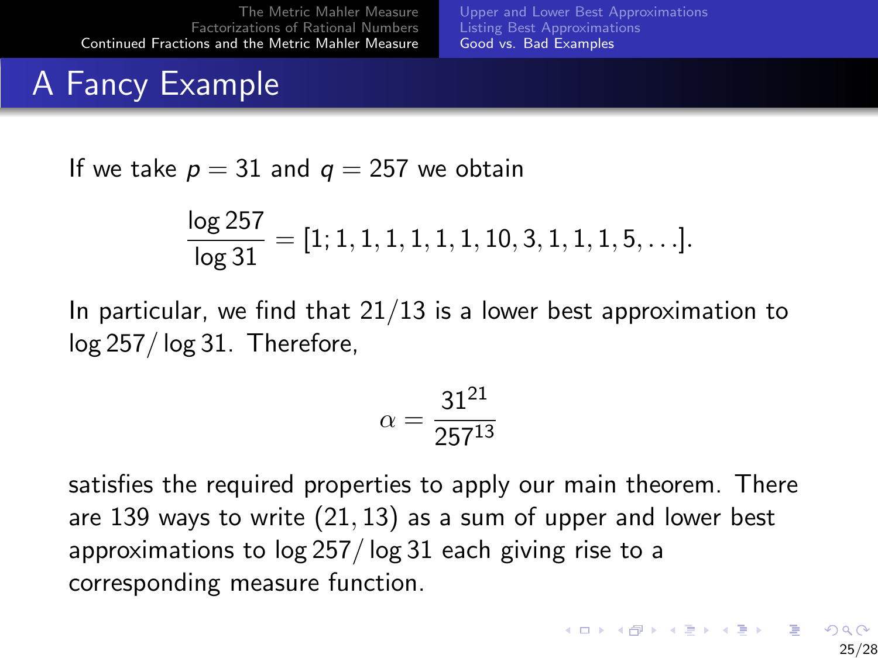# A Fancy Example

If we take $p = 31$ and $q = 257$ we obtain

$$\frac{\log 257}{\log 31} = [1; 1, 1, 1, 1, 1, 1, 10, 3, 1, 1, 1, 5, \ldots].$$

In particular, we find that $21/13$ is a lower best approximation to $\log 257/\log 31$. Therefore,

$$\alpha = \frac{31^{21}}{257^{13}}$$

satisfies the required properties to apply our main theorem. There are 139 ways to write $(21, 13)$ as a sum of upper and lower best approximations to $\log 257/\log 31$ each giving rise to a corresponding measure function.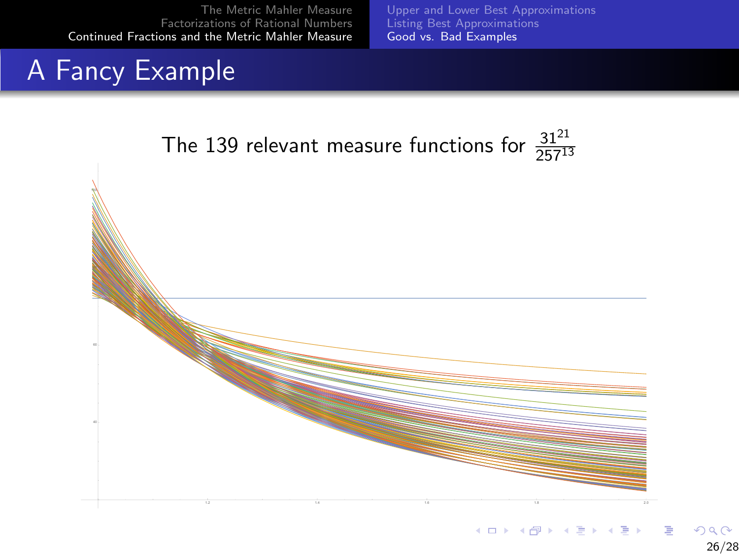# A Fancy Example

The 139 relevant measure functions for $\frac{31^{21}}{257^{13}}$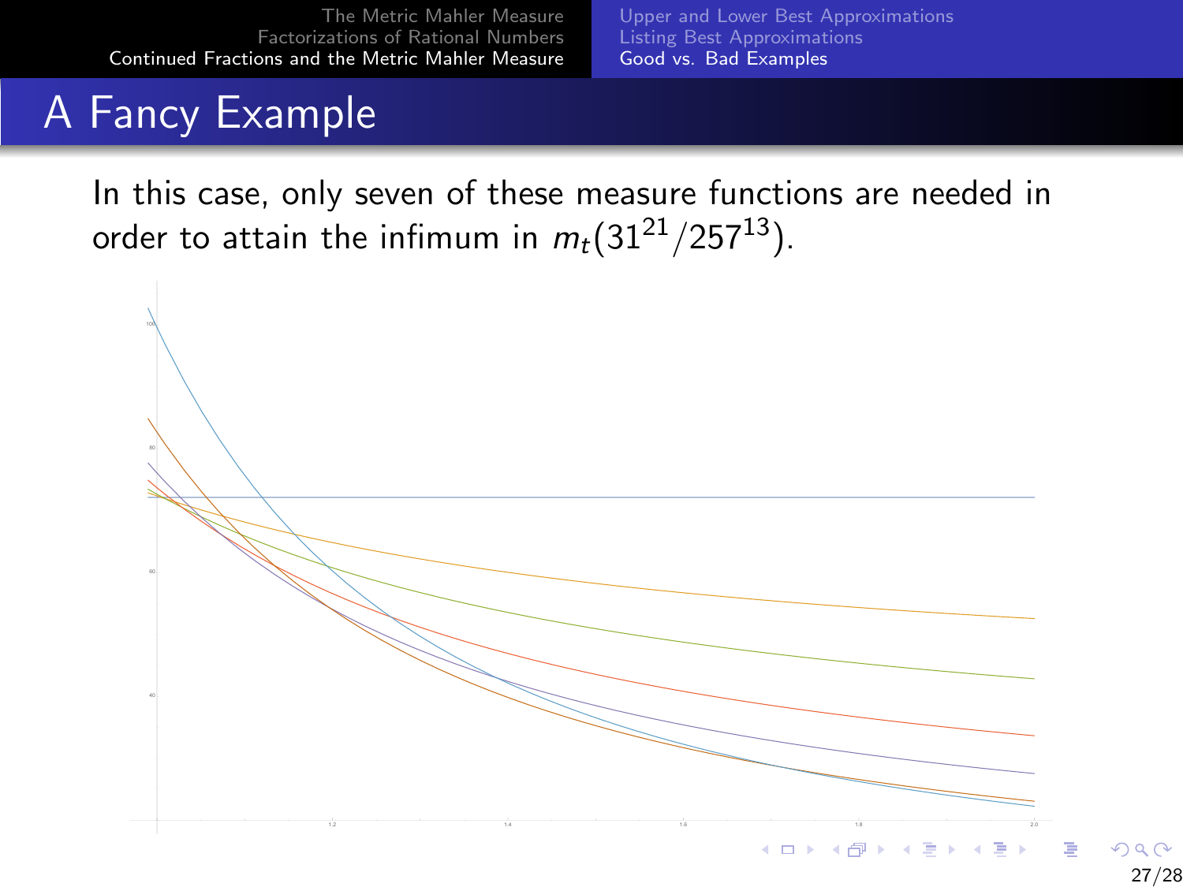# A Fancy Example

In this case, only seven of these measure functions are needed in order to attain the infimum in $m_t(31^{21}/257^{13})$.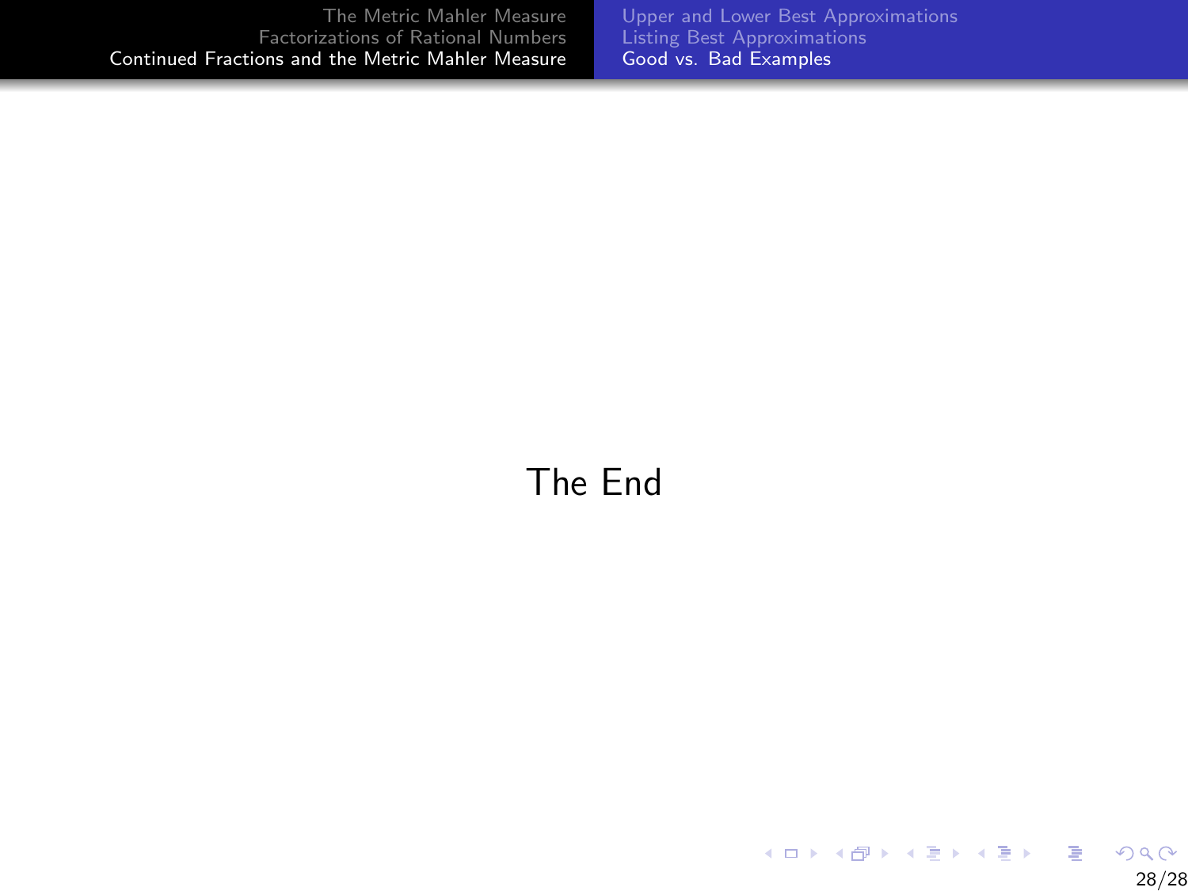The End